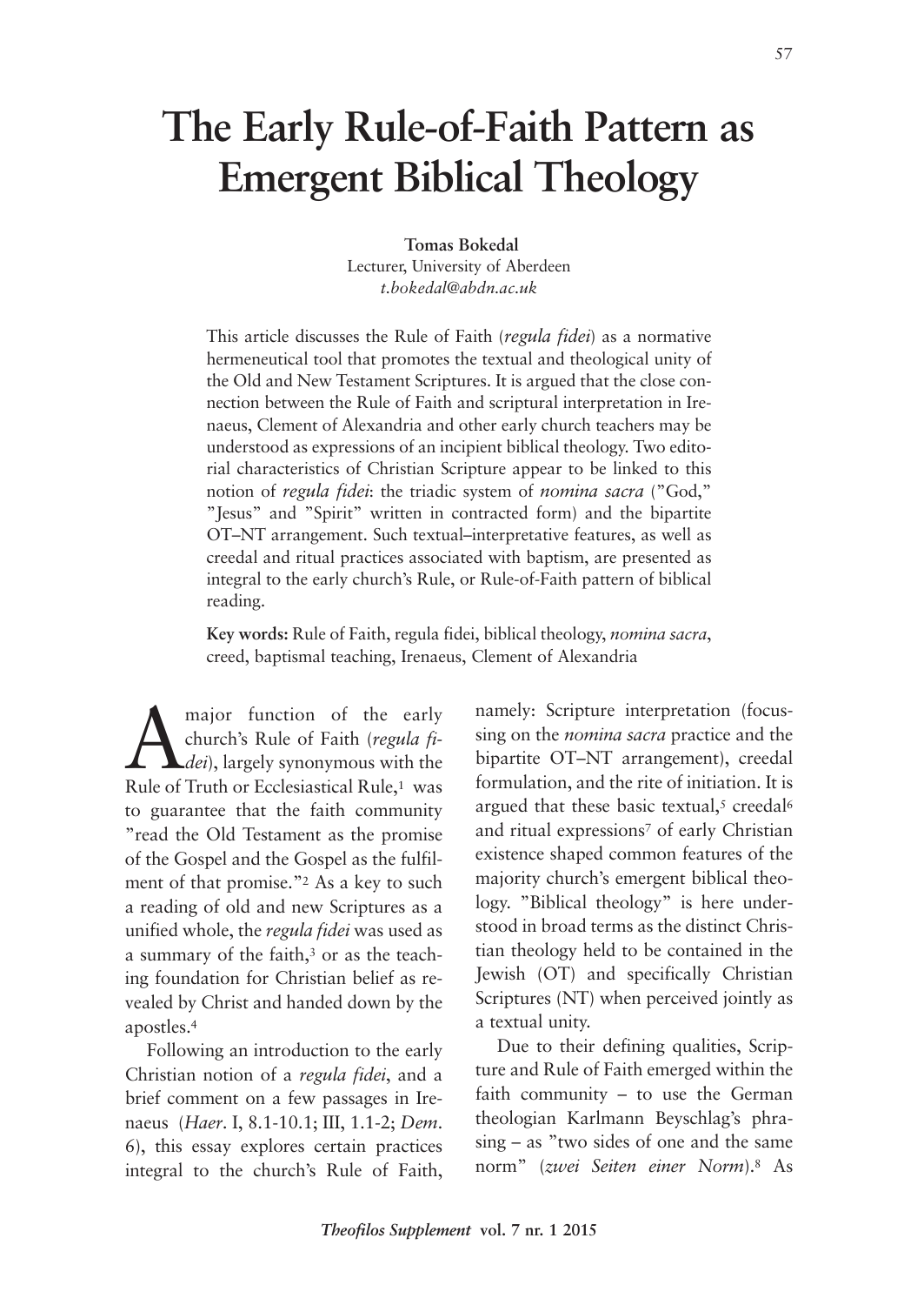# The Early Rule-of-Faith Pattern as Emergent Biblical Theology

**Tomas Bokedal**
Lecturer, University of Aberdeen
*t.bokedal@abdn.ac.uk*

This article discusses the Rule of Faith (*regula fidei*) as a normative hermeneutical tool that promotes the textual and theological unity of the Old and New Testament Scriptures. It is argued that the close connection between the Rule of Faith and scriptural interpretation in Irenaeus, Clement of Alexandria and other early church teachers may be understood as expressions of an incipient biblical theology. Two editorial characteristics of Christian Scripture appear to be linked to this notion of *regula fidei*: the triadic system of *nomina sacra* ("God," "Jesus" and "Spirit" written in contracted form) and the bipartite OT–NT arrangement. Such textual–interpretative features, as well as creedal and ritual practices associated with baptism, are presented as integral to the early church's Rule, or Rule-of-Faith pattern of biblical reading.

**Key words:** Rule of Faith, regula fidei, biblical theology, *nomina sacra*, creed, baptismal teaching, Irenaeus, Clement of Alexandria

A major function of the early church's Rule of Faith (*regula fidei*), largely synonymous with the Rule of Truth or Ecclesiastical Rule,[1] was to guarantee that the faith community "read the Old Testament as the promise of the Gospel and the Gospel as the fulfilment of that promise."[2] As a key to such a reading of old and new Scriptures as a unified whole, the *regula fidei* was used as a summary of the faith,[3] or as the teaching foundation for Christian belief as revealed by Christ and handed down by the apostles.[4]

Following an introduction to the early Christian notion of a *regula fidei*, and a brief comment on a few passages in Irenaeus (*Haer*. I, 8.1-10.1; III, 1.1-2; *Dem*. 6), this essay explores certain practices integral to the church's Rule of Faith, namely: Scripture interpretation (focussing on the *nomina sacra* practice and the bipartite OT–NT arrangement), creedal formulation, and the rite of initiation. It is argued that these basic textual,[5] creedal[6] and ritual expressions[7] of early Christian existence shaped common features of the majority church's emergent biblical theology. "Biblical theology" is here understood in broad terms as the distinct Christian theology held to be contained in the Jewish (OT) and specifically Christian Scriptures (NT) when perceived jointly as a textual unity.

Due to their defining qualities, Scripture and Rule of Faith emerged within the faith community – to use the German theologian Karlmann Beyschlag's phrasing – as "two sides of one and the same norm" (*zwei Seiten einer Norm*).[8] As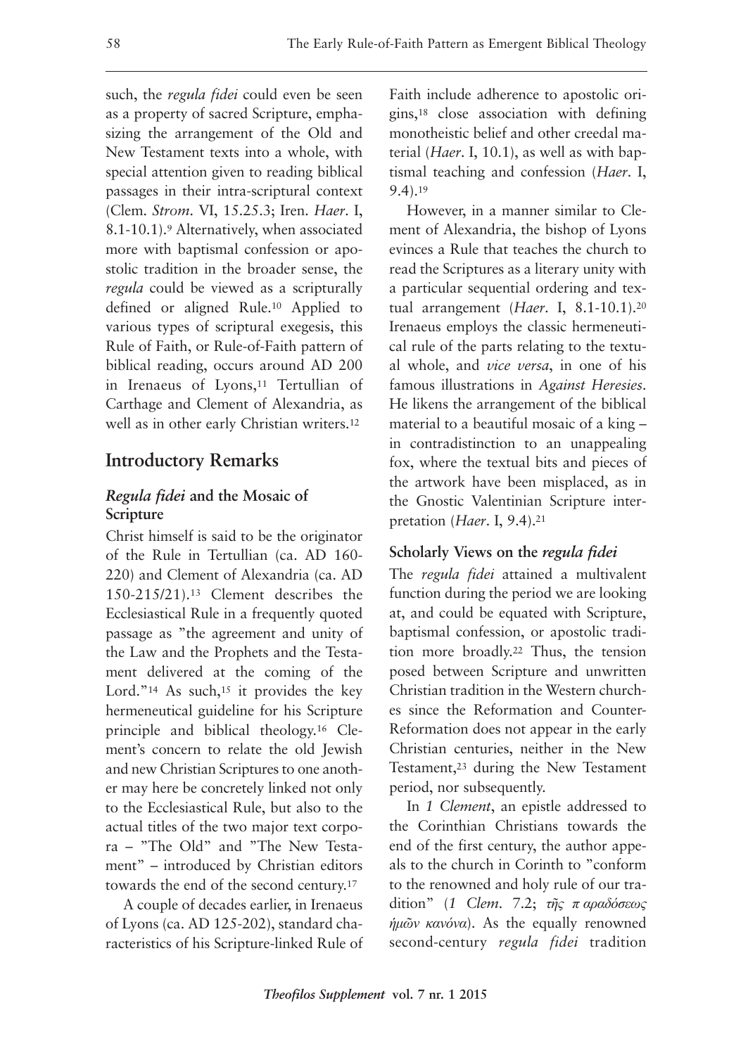such, the *regula fidei* could even be seen as a property of sacred Scripture, emphasizing the arrangement of the Old and New Testament texts into a whole, with special attention given to reading biblical passages in their intra-scriptural context (Clem. *Strom*. VI, 15.25.3; Iren. *Haer*. I, 8.1-10.1).[9] Alternatively, when associated more with baptismal confession or apostolic tradition in the broader sense, the *regula* could be viewed as a scripturally defined or aligned Rule.[10] Applied to various types of scriptural exegesis, this Rule of Faith, or Rule-of-Faith pattern of biblical reading, occurs around AD 200 in Irenaeus of Lyons,[11] Tertullian of Carthage and Clement of Alexandria, as well as in other early Christian writers.[12]

## Introductory Remarks

### *Regula fidei* and the Mosaic of Scripture

Christ himself is said to be the originator of the Rule in Tertullian (ca. AD 160-220) and Clement of Alexandria (ca. AD 150-215/21).[13] Clement describes the Ecclesiastical Rule in a frequently quoted passage as "the agreement and unity of the Law and the Prophets and the Testament delivered at the coming of the Lord."[14] As such,[15] it provides the key hermeneutical guideline for his Scripture principle and biblical theology.[16] Clement's concern to relate the old Jewish and new Christian Scriptures to one another may here be concretely linked not only to the Ecclesiastical Rule, but also to the actual titles of the two major text corpora – "The Old" and "The New Testament" – introduced by Christian editors towards the end of the second century.[17]

A couple of decades earlier, in Irenaeus of Lyons (ca. AD 125-202), standard characteristics of his Scripture-linked Rule of Faith include adherence to apostolic origins,[18] close association with defining monotheistic belief and other creedal material (*Haer*. I, 10.1), as well as with baptismal teaching and confession (*Haer*. I, 9.4).[19]

However, in a manner similar to Clement of Alexandria, the bishop of Lyons evinces a Rule that teaches the church to read the Scriptures as a literary unity with a particular sequential ordering and textual arrangement (*Haer*. I, 8.1-10.1).[20] Irenaeus employs the classic hermeneutical rule of the parts relating to the textual whole, and *vice versa*, in one of his famous illustrations in *Against Heresies*. He likens the arrangement of the biblical material to a beautiful mosaic of a king – in contradistinction to an unappealing fox, where the textual bits and pieces of the artwork have been misplaced, as in the Gnostic Valentinian Scripture interpretation (*Haer*. I, 9.4).[21]

### Scholarly Views on the *regula fidei*

The *regula fidei* attained a multivalent function during the period we are looking at, and could be equated with Scripture, baptismal confession, or apostolic tradition more broadly.[22] Thus, the tension posed between Scripture and unwritten Christian tradition in the Western churches since the Reformation and Counter-Reformation does not appear in the early Christian centuries, neither in the New Testament,[23] during the New Testament period, nor subsequently.

In *1 Clement*, an epistle addressed to the Corinthian Christians towards the end of the first century, the author appeals to the church in Corinth to "conform to the renowned and holy rule of our tradition" (*1 Clem*. 7.2; *τῆς παραδόσεως ἡμῶν κανόνα*). As the equally renowned second-century *regula fidei* tradition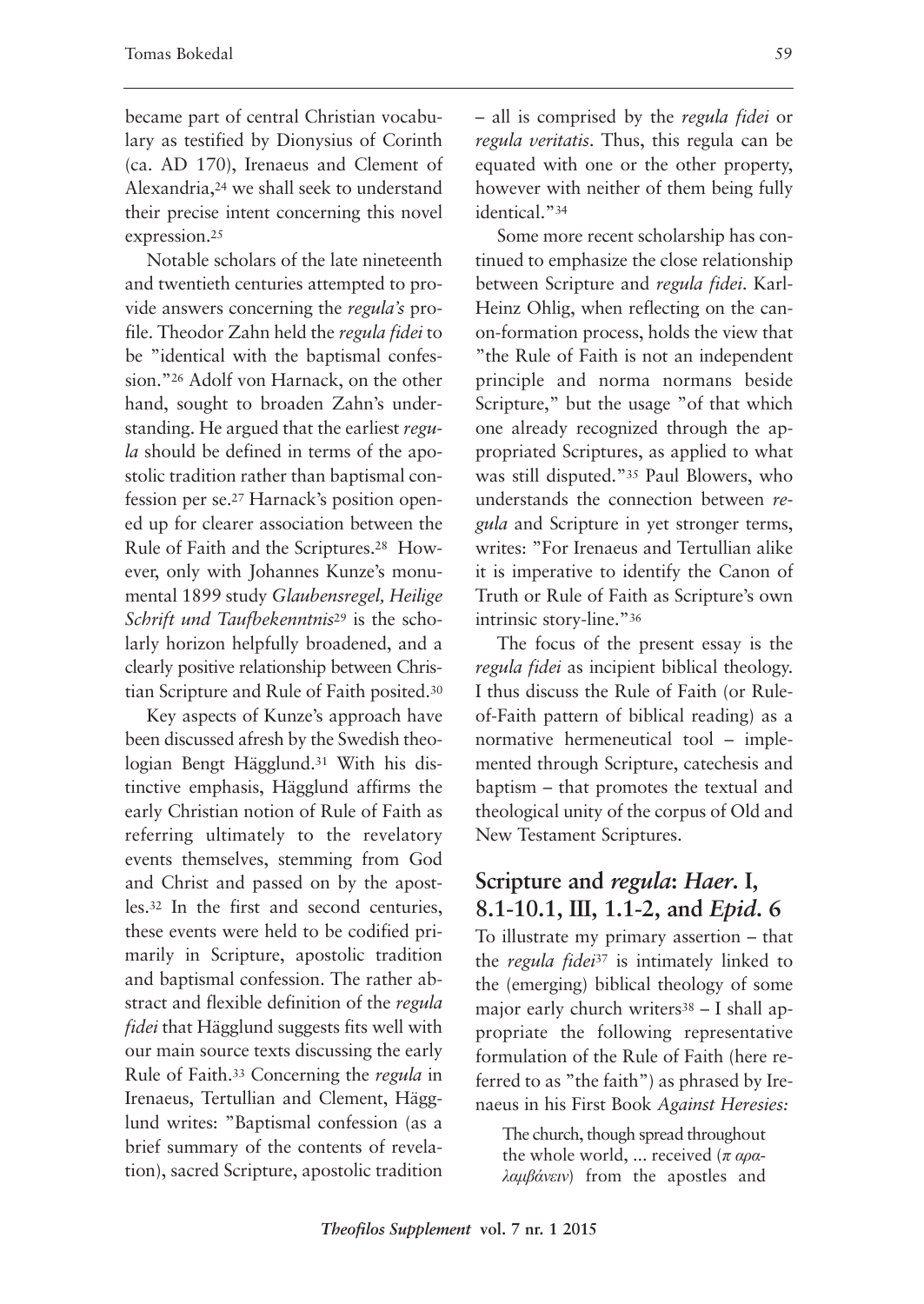became part of central Christian vocabulary as testified by Dionysius of Corinth (ca. AD 170), Irenaeus and Clement of Alexandria,[24] we shall seek to understand their precise intent concerning this novel expression.[25]

Notable scholars of the late nineteenth and twentieth centuries attempted to provide answers concerning the *regula's* profile. Theodor Zahn held the *regula fidei* to be "identical with the baptismal confession."[26] Adolf von Harnack, on the other hand, sought to broaden Zahn's understanding. He argued that the earliest *regula* should be defined in terms of the apostolic tradition rather than baptismal confession per se.[27] Harnack's position opened up for clearer association between the Rule of Faith and the Scriptures.[28] However, only with Johannes Kunze's monumental 1899 study *Glaubensregel, Heilige Schrift und Taufbekenntnis*[29] is the scholarly horizon helpfully broadened, and a clearly positive relationship between Christian Scripture and Rule of Faith posited.[30]

Key aspects of Kunze's approach have been discussed afresh by the Swedish theologian Bengt Hägglund.[31] With his distinctive emphasis, Hägglund affirms the early Christian notion of Rule of Faith as referring ultimately to the revelatory events themselves, stemming from God and Christ and passed on by the apostles.[32] In the first and second centuries, these events were held to be codified primarily in Scripture, apostolic tradition and baptismal confession. The rather abstract and flexible definition of the *regula fidei* that Hägglund suggests fits well with our main source texts discussing the early Rule of Faith.[33] Concerning the *regula* in Irenaeus, Tertullian and Clement, Hägglund writes: "Baptismal confession (as a brief summary of the contents of revelation), sacred Scripture, apostolic tradition – all is comprised by the *regula fidei* or *regula veritatis*. Thus, this regula can be equated with one or the other property, however with neither of them being fully identical."[34]

Some more recent scholarship has continued to emphasize the close relationship between Scripture and *regula fidei*. Karl-Heinz Ohlig, when reflecting on the canon-formation process, holds the view that "the Rule of Faith is not an independent principle and norma normans beside Scripture," but the usage "of that which one already recognized through the appropriated Scriptures, as applied to what was still disputed."[35] Paul Blowers, who understands the connection between *regula* and Scripture in yet stronger terms, writes: "For Irenaeus and Tertullian alike it is imperative to identify the Canon of Truth or Rule of Faith as Scripture's own intrinsic story-line."[36]

The focus of the present essay is the *regula fidei* as incipient biblical theology. I thus discuss the Rule of Faith (or Rule-of-Faith pattern of biblical reading) as a normative hermeneutical tool – implemented through Scripture, catechesis and baptism – that promotes the textual and theological unity of the corpus of Old and New Testament Scriptures.

## Scripture and *regula*: *Haer.* I, 8.1-10.1, III, 1.1-2, and *Epid.* 6

To illustrate my primary assertion – that the *regula fidei*[37] is intimately linked to the (emerging) biblical theology of some major early church writers[38] – I shall appropriate the following representative formulation of the Rule of Faith (here referred to as "the faith") as phrased by Irenaeus in his First Book *Against Heresies:*

> The church, though spread throughout the whole world, ... received (*παραλαμβάνειν*) from the apostles and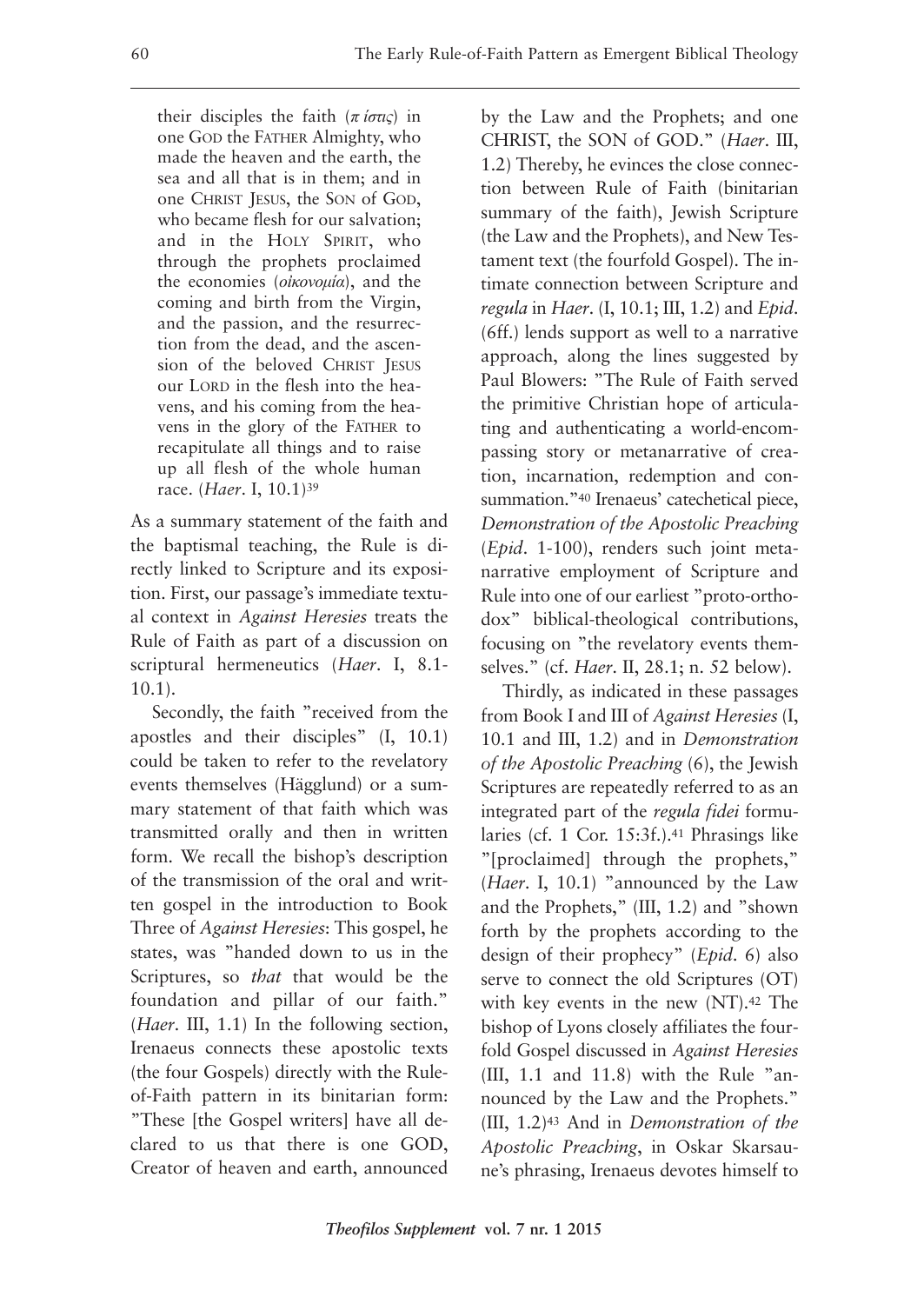> their disciples the faith (πίστις) in one GOD the FATHER Almighty, who made the heaven and the earth, the sea and all that is in them; and in one CHRIST JESUS, the SON of GOD, who became flesh for our salvation; and in the HOLY SPIRIT, who through the prophets proclaimed the economies (οἰκονομία), and the coming and birth from the Virgin, and the passion, and the resurrection from the dead, and the ascension of the beloved CHRIST JESUS our LORD in the flesh into the heavens, and his coming from the heavens in the glory of the FATHER to recapitulate all things and to raise up all flesh of the whole human race. (*Haer*. I, 10.1)[39]

As a summary statement of the faith and the baptismal teaching, the Rule is directly linked to Scripture and its exposition. First, our passage's immediate textual context in *Against Heresies* treats the Rule of Faith as part of a discussion on scriptural hermeneutics (*Haer*. I, 8.1-10.1).

Secondly, the faith "received from the apostles and their disciples" (I, 10.1) could be taken to refer to the revelatory events themselves (Hägglund) or a summary statement of that faith which was transmitted orally and then in written form. We recall the bishop's description of the transmission of the oral and written gospel in the introduction to Book Three of *Against Heresies*: This gospel, he states, was "handed down to us in the Scriptures, so *that* that would be the foundation and pillar of our faith." (*Haer*. III, 1.1) In the following section, Irenaeus connects these apostolic texts (the four Gospels) directly with the Rule-of-Faith pattern in its binitarian form: "These [the Gospel writers] have all declared to us that there is one GOD, Creator of heaven and earth, announced by the Law and the Prophets; and one CHRIST, the SON of GOD." (*Haer*. III, 1.2) Thereby, he evinces the close connection between Rule of Faith (binitarian summary of the faith), Jewish Scripture (the Law and the Prophets), and New Testament text (the fourfold Gospel). The intimate connection between Scripture and *regula* in *Haer*. (I, 10.1; III, 1.2) and *Epid*. (6ff.) lends support as well to a narrative approach, along the lines suggested by Paul Blowers: "The Rule of Faith served the primitive Christian hope of articulating and authenticating a world-encompassing story or metanarrative of creation, incarnation, redemption and consummation."[40] Irenaeus' catechetical piece, *Demonstration of the Apostolic Preaching* (*Epid*. 1-100), renders such joint metanarrative employment of Scripture and Rule into one of our earliest "proto-orthodox" biblical-theological contributions, focusing on "the revelatory events themselves." (cf. *Haer*. II, 28.1; n. 52 below).

Thirdly, as indicated in these passages from Book I and III of *Against Heresies* (I, 10.1 and III, 1.2) and in *Demonstration of the Apostolic Preaching* (6), the Jewish Scriptures are repeatedly referred to as an integrated part of the *regula fidei* formularies (cf. 1 Cor. 15:3f.).[41] Phrasings like "[proclaimed] through the prophets," (*Haer*. I, 10.1) "announced by the Law and the Prophets," (III, 1.2) and "shown forth by the prophets according to the design of their prophecy" (*Epid*. 6) also serve to connect the old Scriptures (OT) with key events in the new (NT).[42] The bishop of Lyons closely affiliates the fourfold Gospel discussed in *Against Heresies* (III, 1.1 and 11.8) with the Rule "announced by the Law and the Prophets." (III, 1.2)[43] And in *Demonstration of the Apostolic Preaching*, in Oskar Skarsaune's phrasing, Irenaeus devotes himself to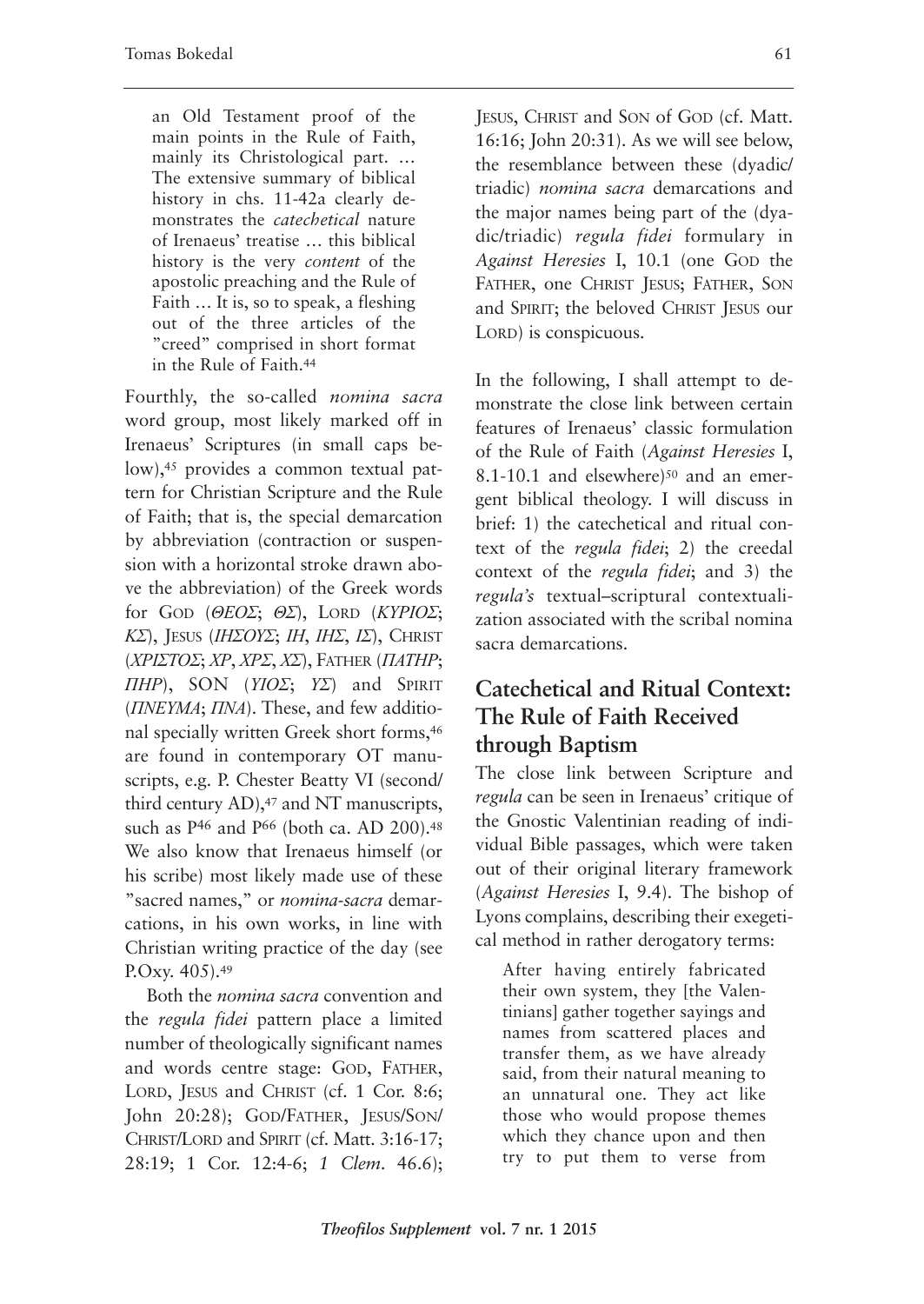> an Old Testament proof of the main points in the Rule of Faith, mainly its Christological part. … The extensive summary of biblical history in chs. 11-42a clearly demonstrates the *catechetical* nature of Irenaeus' treatise … this biblical history is the very *content* of the apostolic preaching and the Rule of Faith … It is, so to speak, a fleshing out of the three articles of the "creed" comprised in short format in the Rule of Faith.[44]

Fourthly, the so-called *nomina sacra* word group, most likely marked off in Irenaeus' Scriptures (in small caps below),[45] provides a common textual pattern for Christian Scripture and the Rule of Faith; that is, the special demarcation by abbreviation (contraction or suspension with a horizontal stroke drawn above the abbreviation) of the Greek words for God (*ΘΕΟΣ*; *ΘΣ*), Lord (*ΚΥΡΙΟΣ*; *ΚΣ*), Jesus (*ΙΗΣΟΥΣ*; *ΙΗ*, *ΙΗΣ*, *ΙΣ*), Christ (*ΧΡΙΣΤΟΣ*; *ΧΡ*, *ΧΡΣ*, *ΧΣ*), Father (*ΠΑΤΗΡ*; *ΠΗΡ*), SON (*ΥΙΟΣ*; *ΥΣ*) and Spirit (*ΠΝΕΥΜΑ*; *ΠΝΑ*). These, and few additional specially written Greek short forms,[46] are found in contemporary OT manuscripts, e.g. P. Chester Beatty VI (second/third century AD),[47] and NT manuscripts, such as P[46] and P[66] (both ca. AD 200).[48] We also know that Irenaeus himself (or his scribe) most likely made use of these "sacred names," or *nomina-sacra* demarcations, in his own works, in line with Christian writing practice of the day (see P.Oxy. 405).[49]

Both the *nomina sacra* convention and the *regula fidei* pattern place a limited number of theologically significant names and words centre stage: God, Father, Lord, Jesus and Christ (cf. 1 Cor. 8:6; John 20:28); God/Father, Jesus/Son/Christ/Lord and Spirit (cf. Matt. 3:16-17; 28:19; 1 Cor. 12:4-6; *1 Clem*. 46.6); Jesus, Christ and Son of God (cf. Matt. 16:16; John 20:31). As we will see below, the resemblance between these (dyadic/triadic) *nomina sacra* demarcations and the major names being part of the (dyadic/triadic) *regula fidei* formulary in *Against Heresies* I, 10.1 (one God the Father, one Christ Jesus; Father, Son and Spirit; the beloved Christ Jesus our Lord) is conspicuous.

In the following, I shall attempt to demonstrate the close link between certain features of Irenaeus' classic formulation of the Rule of Faith (*Against Heresies* I, 8.1-10.1 and elsewhere)[50] and an emergent biblical theology. I will discuss in brief: 1) the catechetical and ritual context of the *regula fidei*; 2) the creedal context of the *regula fidei*; and 3) the *regula's* textual–scriptural contextualization associated with the scribal nomina sacra demarcations.

## Catechetical and Ritual Context: The Rule of Faith Received through Baptism

The close link between Scripture and *regula* can be seen in Irenaeus' critique of the Gnostic Valentinian reading of individual Bible passages, which were taken out of their original literary framework (*Against Heresies* I, 9.4). The bishop of Lyons complains, describing their exegetical method in rather derogatory terms:

> After having entirely fabricated their own system, they [the Valentinians] gather together sayings and names from scattered places and transfer them, as we have already said, from their natural meaning to an unnatural one. They act like those who would propose themes which they chance upon and then try to put them to verse from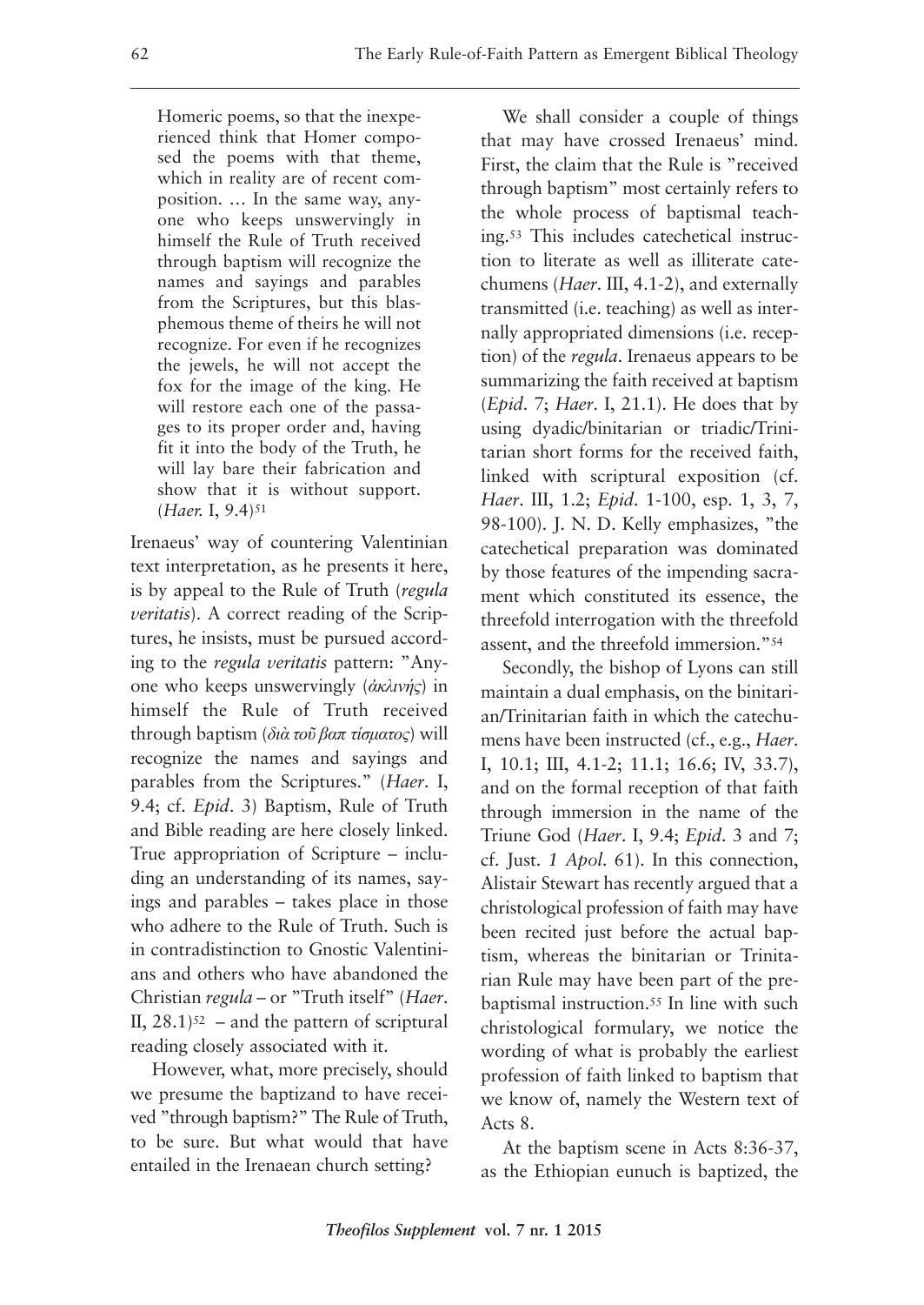> Homeric poems, so that the inexperienced think that Homer composed the poems with that theme, which in reality are of recent composition. … In the same way, anyone who keeps unswervingly in himself the Rule of Truth received through baptism will recognize the names and sayings and parables from the Scriptures, but this blasphemous theme of theirs he will not recognize. For even if he recognizes the jewels, he will not accept the fox for the image of the king. He will restore each one of the passages to its proper order and, having fit it into the body of the Truth, he will lay bare their fabrication and show that it is without support. (*Haer.* I, 9.4)[51]

Irenaeus' way of countering Valentinian text interpretation, as he presents it here, is by appeal to the Rule of Truth (*regula veritatis*). A correct reading of the Scriptures, he insists, must be pursued according to the *regula veritatis* pattern: "Anyone who keeps unswervingly (*ἀκλινής*) in himself the Rule of Truth received through baptism (*διὰ τοῦ βαπ τίσματος*) will recognize the names and sayings and parables from the Scriptures." (*Haer*. I, 9.4; cf. *Epid*. 3) Baptism, Rule of Truth and Bible reading are here closely linked. True appropriation of Scripture – including an understanding of its names, sayings and parables – takes place in those who adhere to the Rule of Truth. Such is in contradistinction to Gnostic Valentinians and others who have abandoned the Christian *regula* – or "Truth itself" (*Haer*. II, 28.1)[52] – and the pattern of scriptural reading closely associated with it.

However, what, more precisely, should we presume the baptizand to have received "through baptism?" The Rule of Truth, to be sure. But what would that have entailed in the Irenaean church setting?

We shall consider a couple of things that may have crossed Irenaeus' mind. First, the claim that the Rule is "received through baptism" most certainly refers to the whole process of baptismal teaching.[53] This includes catechetical instruction to literate as well as illiterate catechumens (*Haer*. III, 4.1-2), and externally transmitted (i.e. teaching) as well as internally appropriated dimensions (i.e. reception) of the *regula*. Irenaeus appears to be summarizing the faith received at baptism (*Epid*. 7; *Haer*. I, 21.1). He does that by using dyadic/binitarian or triadic/Trinitarian short forms for the received faith, linked with scriptural exposition (cf. *Haer*. III, 1.2; *Epid*. 1-100, esp. 1, 3, 7, 98-100). J. N. D. Kelly emphasizes, "the catechetical preparation was dominated by those features of the impending sacrament which constituted its essence, the threefold interrogation with the threefold assent, and the threefold immersion."[54]

Secondly, the bishop of Lyons can still maintain a dual emphasis, on the binitarian/Trinitarian faith in which the catechumens have been instructed (cf., e.g., *Haer*. I, 10.1; III, 4.1-2; 11.1; 16.6; IV, 33.7), and on the formal reception of that faith through immersion in the name of the Triune God (*Haer*. I, 9.4; *Epid*. 3 and 7; cf. Just. *1 Apol*. 61). In this connection, Alistair Stewart has recently argued that a christological profession of faith may have been recited just before the actual baptism, whereas the binitarian or Trinitarian Rule may have been part of the pre-baptismal instruction.[55] In line with such christological formulary, we notice the wording of what is probably the earliest profession of faith linked to baptism that we know of, namely the Western text of Acts 8.

At the baptism scene in Acts 8:36-37, as the Ethiopian eunuch is baptized, the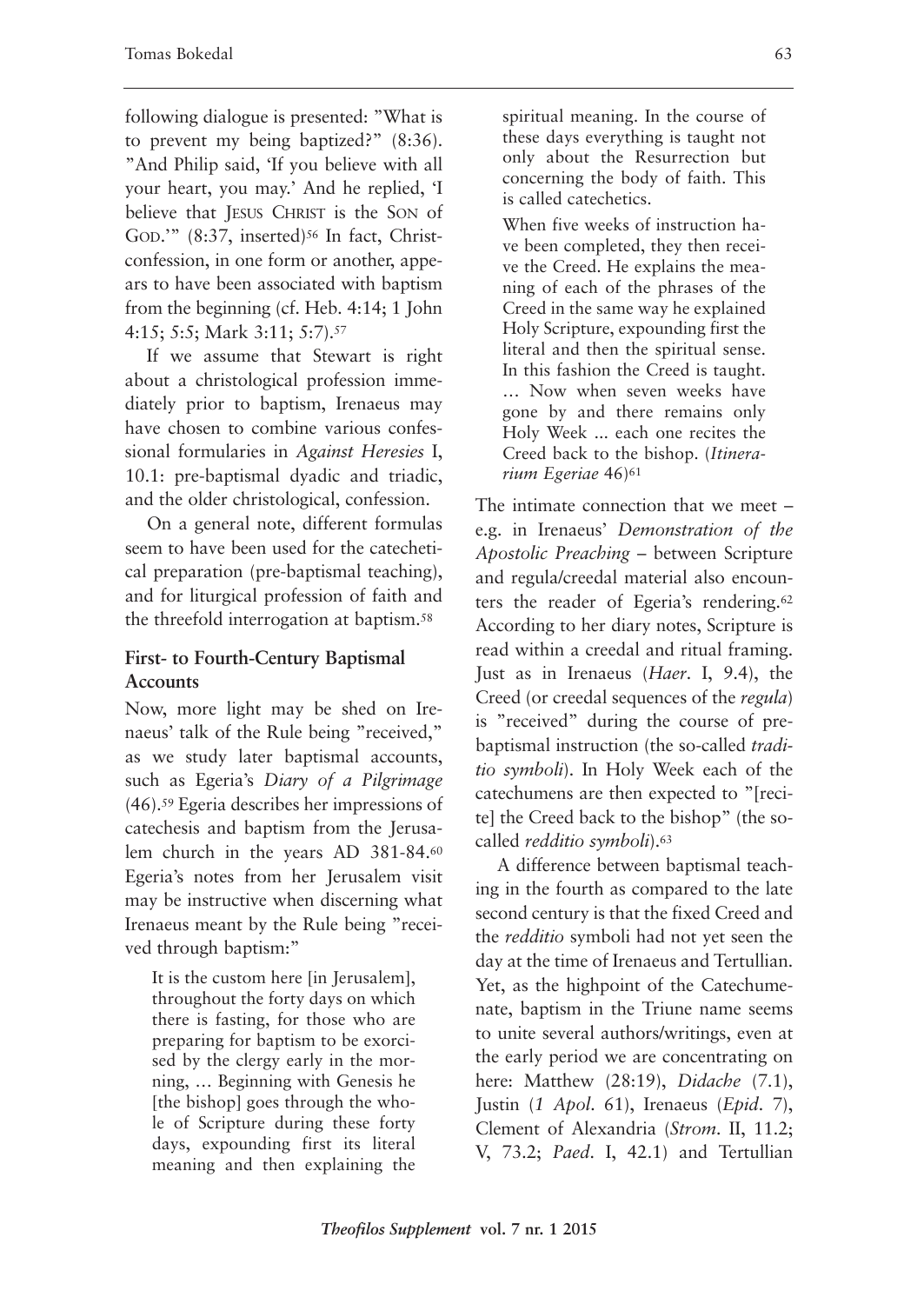following dialogue is presented: "What is to prevent my being baptized?" (8:36). "And Philip said, 'If you believe with all your heart, you may.' And he replied, 'I believe that JESUS CHRIST is the SON of GOD.'" (8:37, inserted)[56] In fact, Christ-confession, in one form or another, appears to have been associated with baptism from the beginning (cf. Heb. 4:14; 1 John 4:15; 5:5; Mark 3:11; 5:7).[57]

If we assume that Stewart is right about a christological profession immediately prior to baptism, Irenaeus may have chosen to combine various confessional formularies in *Against Heresies* I, 10.1: pre-baptismal dyadic and triadic, and the older christological, confession.

On a general note, different formulas seem to have been used for the catechetical preparation (pre-baptismal teaching), and for liturgical profession of faith and the threefold interrogation at baptism.[58]

## First- to Fourth-Century Baptismal Accounts

Now, more light may be shed on Irenaeus' talk of the Rule being "received," as we study later baptismal accounts, such as Egeria's *Diary of a Pilgrimage* (46).[59] Egeria describes her impressions of catechesis and baptism from the Jerusalem church in the years AD 381-84.[60] Egeria's notes from her Jerusalem visit may be instructive when discerning what Irenaeus meant by the Rule being "received through baptism:"

> It is the custom here [in Jerusalem], throughout the forty days on which there is fasting, for those who are preparing for baptism to be exorcised by the clergy early in the morning, … Beginning with Genesis he [the bishop] goes through the whole of Scripture during these forty days, expounding first its literal meaning and then explaining the spiritual meaning. In the course of these days everything is taught not only about the Resurrection but concerning the body of faith. This is called catechetics.
>
> When five weeks of instruction have been completed, they then receive the Creed. He explains the meaning of each of the phrases of the Creed in the same way he explained Holy Scripture, expounding first the literal and then the spiritual sense. In this fashion the Creed is taught. … Now when seven weeks have gone by and there remains only Holy Week ... each one recites the Creed back to the bishop. (*Itinerarium Egeriae* 46)[61]

The intimate connection that we meet – e.g. in Irenaeus' *Demonstration of the Apostolic Preaching* – between Scripture and regula/creedal material also encounters the reader of Egeria's rendering.[62] According to her diary notes, Scripture is read within a creedal and ritual framing. Just as in Irenaeus (*Haer*. I, 9.4), the Creed (or creedal sequences of the *regula*) is "received" during the course of pre-baptismal instruction (the so-called *traditio symboli*). In Holy Week each of the catechumens are then expected to "[recite] the Creed back to the bishop" (the so-called *redditio symboli*).[63]

A difference between baptismal teaching in the fourth as compared to the late second century is that the fixed Creed and the *redditio* symboli had not yet seen the day at the time of Irenaeus and Tertullian. Yet, as the highpoint of the Catechumenate, baptism in the Triune name seems to unite several authors/writings, even at the early period we are concentrating on here: Matthew (28:19), *Didache* (7.1), Justin (*1 Apol*. 61), Irenaeus (*Epid*. 7), Clement of Alexandria (*Strom*. II, 11.2; V, 73.2; *Paed*. I, 42.1) and Tertullian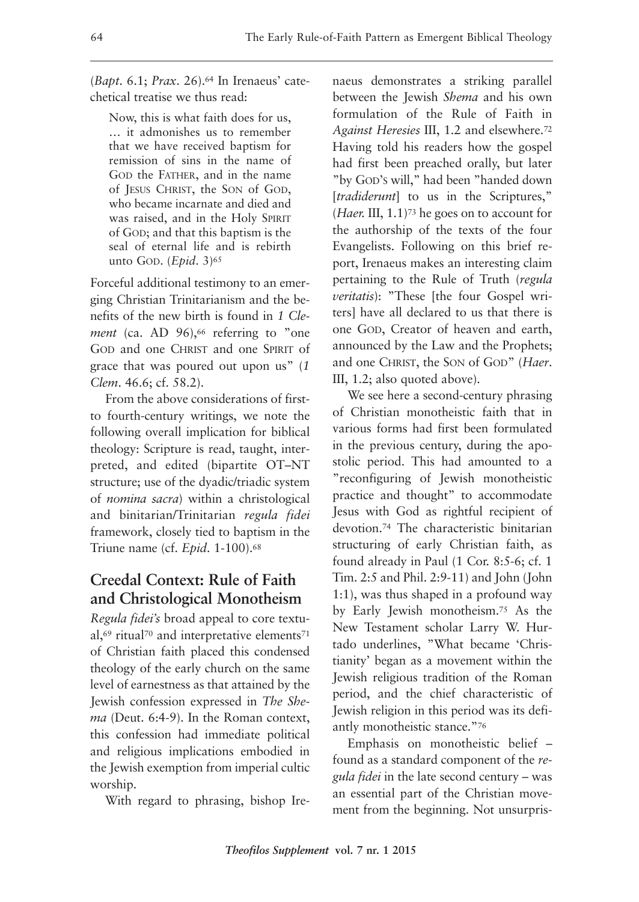(*Bapt*. 6.1; *Prax*. 26).[64] In Irenaeus' catechetical treatise we thus read:

> Now, this is what faith does for us, … it admonishes us to remember that we have received baptism for remission of sins in the name of GOD the FATHER, and in the name of JESUS CHRIST, the SON of GOD, who became incarnate and died and was raised, and in the Holy SPIRIT of GOD; and that this baptism is the seal of eternal life and is rebirth unto GOD. (*Epid*. 3)[65]

Forceful additional testimony to an emerging Christian Trinitarianism and the benefits of the new birth is found in *1 Clement* (ca. AD 96),[66] referring to "one GOD and one CHRIST and one SPIRIT of grace that was poured out upon us" (*1 Clem*. 46.6; cf. 58.2).

From the above considerations of first- to fourth-century writings, we note the following overall implication for biblical theology: Scripture is read, taught, interpreted, and edited (bipartite OT–NT structure; use of the dyadic/triadic system of *nomina sacra*) within a christological and binitarian/Trinitarian *regula fidei* framework, closely tied to baptism in the Triune name (cf. *Epid*. 1-100).[68]

## Creedal Context: Rule of Faith and Christological Monotheism

*Regula fidei's* broad appeal to core textual,[69] ritual[70] and interpretative elements[71] of Christian faith placed this condensed theology of the early church on the same level of earnestness as that attained by the Jewish confession expressed in *The Shema* (Deut. 6:4-9). In the Roman context, this confession had immediate political and religious implications embodied in the Jewish exemption from imperial cultic worship.

With regard to phrasing, bishop Irenaeus demonstrates a striking parallel between the Jewish *Shema* and his own formulation of the Rule of Faith in *Against Heresies* III, 1.2 and elsewhere.[72] Having told his readers how the gospel had first been preached orally, but later "by GOD'S will," had been "handed down [*tradiderunt*] to us in the Scriptures," (*Haer.* III, 1.1)[73] he goes on to account for the authorship of the texts of the four Evangelists. Following on this brief report, Irenaeus makes an interesting claim pertaining to the Rule of Truth (*regula veritatis*): "These [the four Gospel writers] have all declared to us that there is one GOD, Creator of heaven and earth, announced by the Law and the Prophets; and one CHRIST, the SON of GOD" (*Haer*. III, 1.2; also quoted above).

We see here a second-century phrasing of Christian monotheistic faith that in various forms had first been formulated in the previous century, during the apostolic period. This had amounted to a "reconfiguring of Jewish monotheistic practice and thought" to accommodate Jesus with God as rightful recipient of devotion.[74] The characteristic binitarian structuring of early Christian faith, as found already in Paul (1 Cor. 8:5-6; cf. 1 Tim. 2:5 and Phil. 2:9-11) and John (John 1:1), was thus shaped in a profound way by Early Jewish monotheism.[75] As the New Testament scholar Larry W. Hurtado underlines, "What became 'Christianity' began as a movement within the Jewish religious tradition of the Roman period, and the chief characteristic of Jewish religion in this period was its defiantly monotheistic stance."[76]

Emphasis on monotheistic belief – found as a standard component of the *regula fidei* in the late second century – was an essential part of the Christian movement from the beginning. Not unsurpris-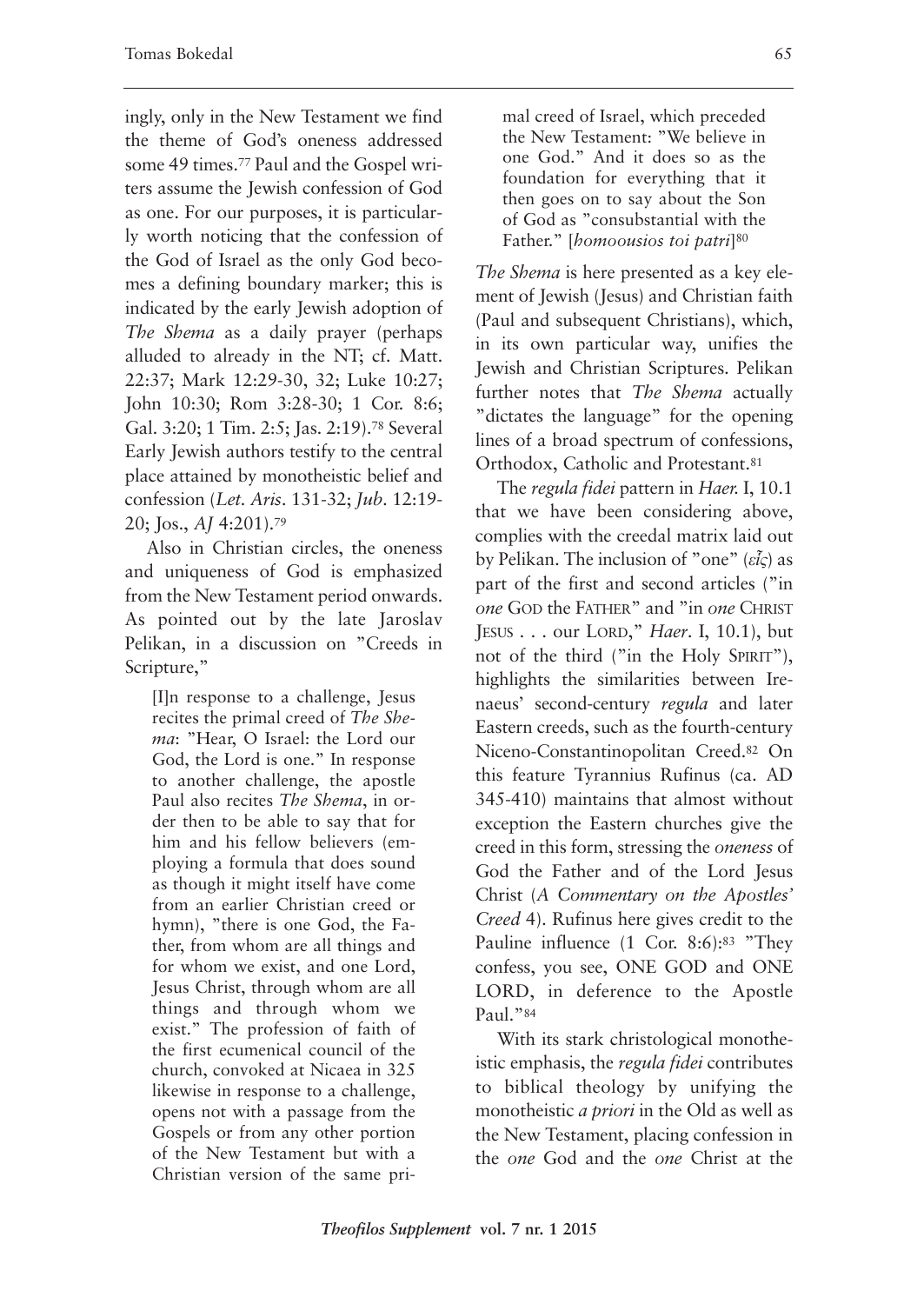ingly, only in the New Testament we find the theme of God's oneness addressed some 49 times.[77] Paul and the Gospel writers assume the Jewish confession of God as one. For our purposes, it is particularly worth noticing that the confession of the God of Israel as the only God becomes a defining boundary marker; this is indicated by the early Jewish adoption of *The Shema* as a daily prayer (perhaps alluded to already in the NT; cf. Matt. 22:37; Mark 12:29-30, 32; Luke 10:27; John 10:30; Rom 3:28-30; 1 Cor. 8:6; Gal. 3:20; 1 Tim. 2:5; Jas. 2:19).[78] Several Early Jewish authors testify to the central place attained by monotheistic belief and confession (*Let. Aris*. 131-32; *Jub*. 12:19-20; Jos., *AJ* 4:201).[79]

Also in Christian circles, the oneness and uniqueness of God is emphasized from the New Testament period onwards. As pointed out by the late Jaroslav Pelikan, in a discussion on "Creeds in Scripture,"

> [I]n response to a challenge, Jesus recites the primal creed of *The Shema*: "Hear, O Israel: the Lord our God, the Lord is one." In response to another challenge, the apostle Paul also recites *The Shema*, in order then to be able to say that for him and his fellow believers (employing a formula that does sound as though it might itself have come from an earlier Christian creed or hymn), "there is one God, the Father, from whom are all things and for whom we exist, and one Lord, Jesus Christ, through whom are all things and through whom we exist." The profession of faith of the first ecumenical council of the church, convoked at Nicaea in 325 likewise in response to a challenge, opens not with a passage from the Gospels or from any other portion of the New Testament but with a Christian version of the same primal creed of Israel, which preceded the New Testament: "We believe in one God." And it does so as the foundation for everything that it then goes on to say about the Son of God as "consubstantial with the Father." [*homoousios toi patri*][80]

*The Shema* is here presented as a key element of Jewish (Jesus) and Christian faith (Paul and subsequent Christians), which, in its own particular way, unifies the Jewish and Christian Scriptures. Pelikan further notes that *The Shema* actually "dictates the language" for the opening lines of a broad spectrum of confessions, Orthodox, Catholic and Protestant.[81]

The *regula fidei* pattern in *Haer.* I, 10.1 that we have been considering above, complies with the creedal matrix laid out by Pelikan. The inclusion of "one" (*εἷς*) as part of the first and second articles ("in *one* GOD the FATHER" and "in *one* CHRIST JESUS . . . our LORD," *Haer*. I, 10.1), but not of the third ("in the Holy SPIRIT"), highlights the similarities between Irenaeus' second-century *regula* and later Eastern creeds, such as the fourth-century Niceno-Constantinopolitan Creed.[82] On this feature Tyrannius Rufinus (ca. AD 345-410) maintains that almost without exception the Eastern churches give the creed in this form, stressing the *oneness* of God the Father and of the Lord Jesus Christ (*A Commentary on the Apostles' Creed* 4). Rufinus here gives credit to the Pauline influence (1 Cor. 8:6):[83] "They confess, you see, ONE GOD and ONE LORD, in deference to the Apostle Paul."[84]

With its stark christological monotheistic emphasis, the *regula fidei* contributes to biblical theology by unifying the monotheistic *a priori* in the Old as well as the New Testament, placing confession in the *one* God and the *one* Christ at the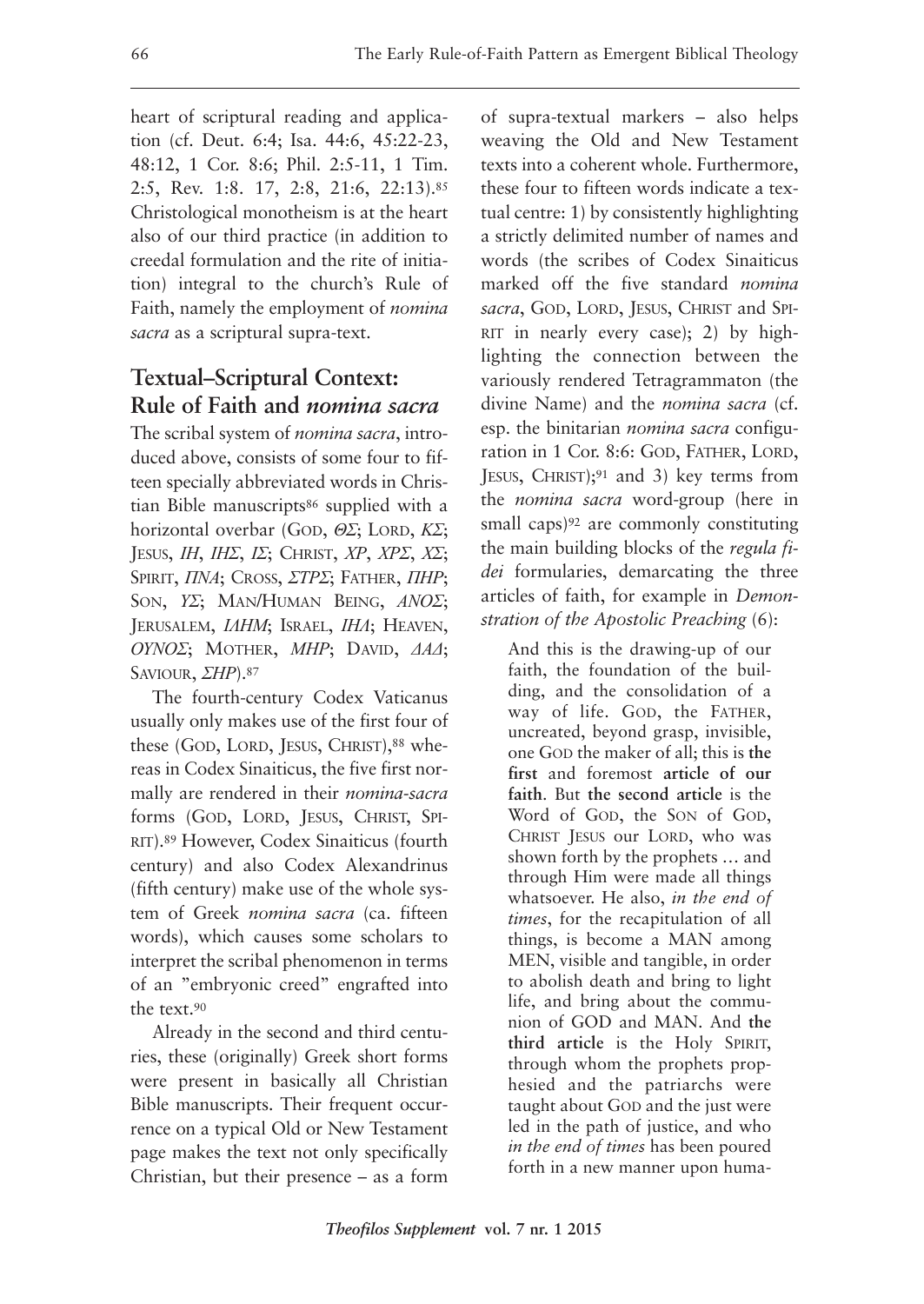heart of scriptural reading and application (cf. Deut. 6:4; Isa. 44:6, 45:22-23, 48:12, 1 Cor. 8:6; Phil. 2:5-11, 1 Tim. 2:5, Rev. 1:8. 17, 2:8, 21:6, 22:13).[85] Christological monotheism is at the heart also of our third practice (in addition to creedal formulation and the rite of initiation) integral to the church's Rule of Faith, namely the employment of *nomina sacra* as a scriptural supra-text.

## Textual–Scriptural Context: Rule of Faith and *nomina sacra*

The scribal system of *nomina sacra*, introduced above, consists of some four to fifteen specially abbreviated words in Christian Bible manuscripts[86] supplied with a horizontal overbar (GOD, *ΘΣ*; LORD, *ΚΣ*; JESUS, *ΙΗ*, *ΙΗΣ*, *ΙΣ*; CHRIST, *ΧΡ*, *ΧΡΣ*, *ΧΣ*; SPIRIT, *ΠΝΑ*; CROSS, *ΣΤΡΣ*; FATHER, *ΠΗΡ*; SON, *ΥΣ*; MAN/HUMAN BEING, *ΑΝΟΣ*; JERUSALEM, *ΙΛΗΜ*; ISRAEL, *ΙΗΛ*; HEAVEN, *ΟΥΝΟΣ*; MOTHER, *ΜΗΡ*; DAVID, *ΔΑΔ*; SAVIOUR, *ΣΗΡ*).[87]

The fourth-century Codex Vaticanus usually only makes use of the first four of these (GOD, LORD, JESUS, CHRIST),[88] whereas in Codex Sinaiticus, the five first normally are rendered in their *nomina-sacra* forms (GOD, LORD, JESUS, CHRIST, SPIRIT).[89] However, Codex Sinaiticus (fourth century) and also Codex Alexandrinus (fifth century) make use of the whole system of Greek *nomina sacra* (ca. fifteen words), which causes some scholars to interpret the scribal phenomenon in terms of an "embryonic creed" engrafted into the text.[90]

Already in the second and third centuries, these (originally) Greek short forms were present in basically all Christian Bible manuscripts. Their frequent occurrence on a typical Old or New Testament page makes the text not only specifically Christian, but their presence – as a form of supra-textual markers – also helps weaving the Old and New Testament texts into a coherent whole. Furthermore, these four to fifteen words indicate a textual centre: 1) by consistently highlighting a strictly delimited number of names and words (the scribes of Codex Sinaiticus marked off the five standard *nomina sacra*, GOD, LORD, JESUS, CHRIST and SPIRIT in nearly every case); 2) by highlighting the connection between the variously rendered Tetragrammaton (the divine Name) and the *nomina sacra* (cf. esp. the binitarian *nomina sacra* configuration in 1 Cor. 8:6: GOD, FATHER, LORD, JESUS, CHRIST);[91] and 3) key terms from the *nomina sacra* word-group (here in small caps)[92] are commonly constituting the main building blocks of the *regula fidei* formularies, demarcating the three articles of faith, for example in *Demonstration of the Apostolic Preaching* (6):

> And this is the drawing-up of our faith, the foundation of the building, and the consolidation of a way of life. GOD, the FATHER, uncreated, beyond grasp, invisible, one GOD the maker of all; this is **the first** and foremost **article of our faith**. But **the second article** is the Word of GOD, the SON of GOD, CHRIST JESUS our LORD, who was shown forth by the prophets … and through Him were made all things whatsoever. He also, *in the end of times*, for the recapitulation of all things, is become a MAN among MEN, visible and tangible, in order to abolish death and bring to light life, and bring about the communion of GOD and MAN. And **the third article** is the Holy SPIRIT, through whom the prophets prophesied and the patriarchs were taught about GOD and the just were led in the path of justice, and who *in the end of times* has been poured forth in a new manner upon huma-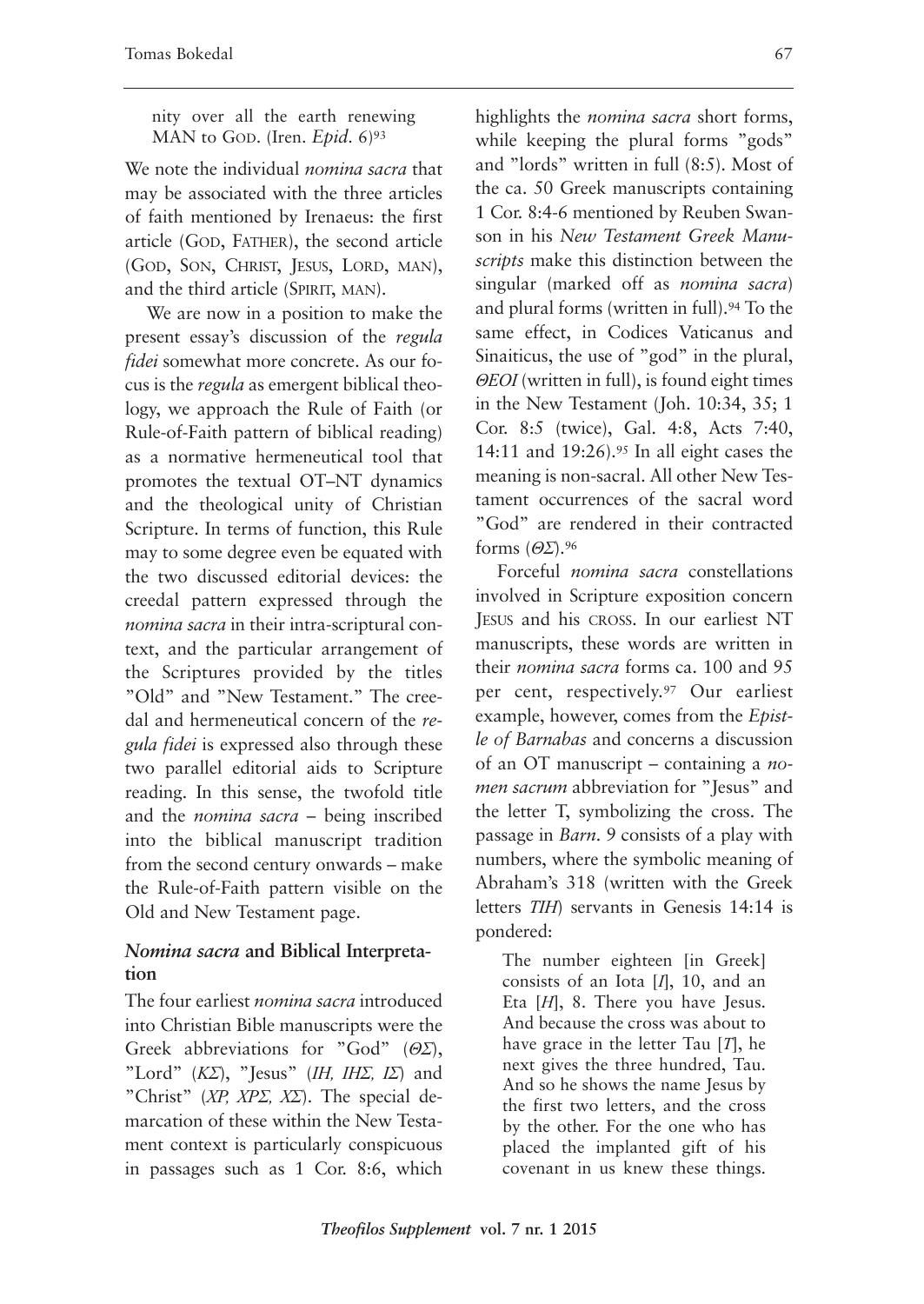nity over all the earth renewing MAN to GOD. (Iren. *Epid.* 6)[93]

We note the individual *nomina sacra* that may be associated with the three articles of faith mentioned by Irenaeus: the first article (GOD, FATHER), the second article (GOD, SON, CHRIST, JESUS, LORD, MAN), and the third article (SPIRIT, MAN).

We are now in a position to make the present essay's discussion of the *regula fidei* somewhat more concrete. As our focus is the *regula* as emergent biblical theology, we approach the Rule of Faith (or Rule-of-Faith pattern of biblical reading) as a normative hermeneutical tool that promotes the textual OT–NT dynamics and the theological unity of Christian Scripture. In terms of function, this Rule may to some degree even be equated with the two discussed editorial devices: the creedal pattern expressed through the *nomina sacra* in their intra-scriptural context, and the particular arrangement of the Scriptures provided by the titles "Old" and "New Testament." The creedal and hermeneutical concern of the *regula fidei* is expressed also through these two parallel editorial aids to Scripture reading. In this sense, the twofold title and the *nomina sacra* – being inscribed into the biblical manuscript tradition from the second century onwards – make the Rule-of-Faith pattern visible on the Old and New Testament page.

## *Nomina sacra* and Biblical Interpretation

The four earliest *nomina sacra* introduced into Christian Bible manuscripts were the Greek abbreviations for "God" (*ΘΣ*), "Lord" (*ΚΣ*), "Jesus" (*ΙΗ, ΙΗΣ, ΙΣ*) and "Christ" (*ΧΡ, ΧΡΣ, ΧΣ*). The special demarcation of these within the New Testament context is particularly conspicuous in passages such as 1 Cor. 8:6, which highlights the *nomina sacra* short forms, while keeping the plural forms "gods" and "lords" written in full (8:5). Most of the ca. 50 Greek manuscripts containing 1 Cor. 8:4-6 mentioned by Reuben Swanson in his *New Testament Greek Manuscripts* make this distinction between the singular (marked off as *nomina sacra*) and plural forms (written in full).[94] To the same effect, in Codices Vaticanus and Sinaiticus, the use of "god" in the plural, *ΘΕΟΙ* (written in full), is found eight times in the New Testament (Joh. 10:34, 35; 1 Cor. 8:5 (twice), Gal. 4:8, Acts 7:40, 14:11 and 19:26).[95] In all eight cases the meaning is non-sacral. All other New Testament occurrences of the sacral word "God" are rendered in their contracted forms (*ΘΣ*).[96]

Forceful *nomina sacra* constellations involved in Scripture exposition concern JESUS and his CROSS. In our earliest NT manuscripts, these words are written in their *nomina sacra* forms ca. 100 and 95 per cent, respectively.[97] Our earliest example, however, comes from the *Epistle of Barnabas* and concerns a discussion of an OT manuscript – containing a *nomen sacrum* abbreviation for "Jesus" and the letter T, symbolizing the cross. The passage in *Barn.* 9 consists of a play with numbers, where the symbolic meaning of Abraham's 318 (written with the Greek letters *ΤΙΗ*) servants in Genesis 14:14 is pondered:

> The number eighteen [in Greek] consists of an Iota [*I*], 10, and an Eta [*H*], 8. There you have Jesus. And because the cross was about to have grace in the letter Tau [*T*], he next gives the three hundred, Tau. And so he shows the name Jesus by the first two letters, and the cross by the other. For the one who has placed the implanted gift of his covenant in us knew these things.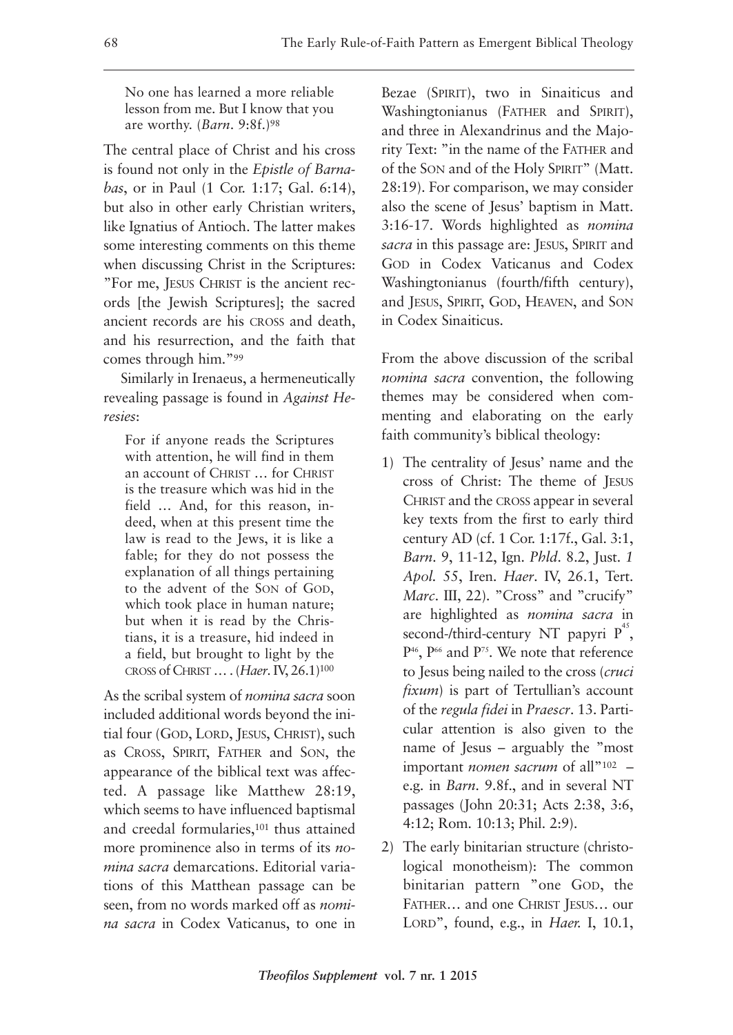> No one has learned a more reliable lesson from me. But I know that you are worthy. (*Barn.* 9:8f.)[98]

The central place of Christ and his cross is found not only in the *Epistle of Barnabas*, or in Paul (1 Cor. 1:17; Gal. 6:14), but also in other early Christian writers, like Ignatius of Antioch. The latter makes some interesting comments on this theme when discussing Christ in the Scriptures: "For me, JESUS CHRIST is the ancient records [the Jewish Scriptures]; the sacred ancient records are his CROSS and death, and his resurrection, and the faith that comes through him."[99]

Similarly in Irenaeus, a hermeneutically revealing passage is found in *Against Heresies*:

> For if anyone reads the Scriptures with attention, he will find in them an account of CHRIST … for CHRIST is the treasure which was hid in the field … And, for this reason, indeed, when at this present time the law is read to the Jews, it is like a fable; for they do not possess the explanation of all things pertaining to the advent of the SON of GOD, which took place in human nature; but when it is read by the Christians, it is a treasure, hid indeed in a field, but brought to light by the CROSS of CHRIST … . (*Haer.* IV, 26.1)[100]

As the scribal system of *nomina sacra* soon included additional words beyond the initial four (GOD, LORD, JESUS, CHRIST), such as CROSS, SPIRIT, FATHER and SON, the appearance of the biblical text was affected. A passage like Matthew 28:19, which seems to have influenced baptismal and creedal formularies,[101] thus attained more prominence also in terms of its *nomina sacra* demarcations. Editorial variations of this Matthean passage can be seen, from no words marked off as *nomina sacra* in Codex Vaticanus, to one in Bezae (SPIRIT), two in Sinaiticus and Washingtonianus (FATHER and SPIRIT), and three in Alexandrinus and the Majority Text: "in the name of the FATHER and of the SON and of the Holy SPIRIT" (Matt. 28:19). For comparison, we may consider also the scene of Jesus' baptism in Matt. 3:16-17. Words highlighted as *nomina sacra* in this passage are: JESUS, SPIRIT and GOD in Codex Vaticanus and Codex Washingtonianus (fourth/fifth century), and JESUS, SPIRIT, GOD, HEAVEN, and SON in Codex Sinaiticus.

From the above discussion of the scribal *nomina sacra* convention, the following themes may be considered when commenting and elaborating on the early faith community's biblical theology:

1) The centrality of Jesus' name and the cross of Christ: The theme of JESUS CHRIST and the CROSS appear in several key texts from the first to early third century AD (cf. 1 Cor. 1:17f., Gal. 3:1, *Barn.* 9, 11-12, Ign. *Phld.* 8.2, Just. *1 Apol.* 55, Iren. *Haer.* IV, 26.1, Tert. *Marc.* III, 22). "Cross" and "crucify" are highlighted as *nomina sacra* in second-/third-century NT papyri P[45], P[46], P[66] and P[75]. We note that reference to Jesus being nailed to the cross (*cruci fixum*) is part of Tertullian's account of the *regula fidei* in *Praescr.* 13. Particular attention is also given to the name of Jesus – arguably the "most important *nomen sacrum* of all"[102] – e.g. in *Barn.* 9.8f., and in several NT passages (John 20:31; Acts 2:38, 3:6, 4:12; Rom. 10:13; Phil. 2:9).
2) The early binitarian structure (christological monotheism): The common binitarian pattern "one GOD, the FATHER… and one CHRIST JESUS… our LORD", found, e.g., in *Haer.* I, 10.1,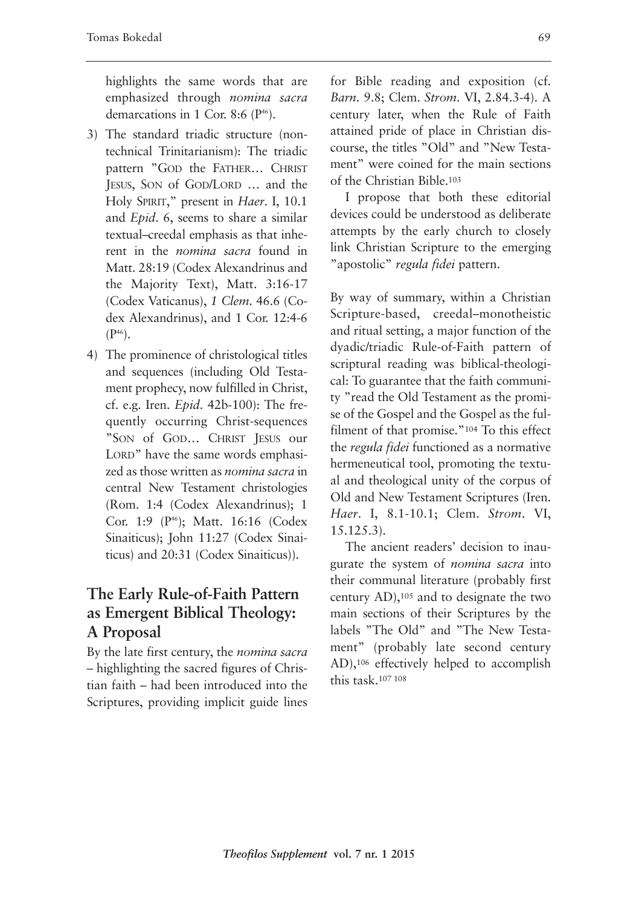highlights the same words that are emphasized through *nomina sacra* demarcations in 1 Cor. 8:6 (P[46]).

3) The standard triadic structure (non-technical Trinitarianism): The triadic pattern "GOD the FATHER… CHRIST JESUS, SON of GOD/LORD … and the Holy SPIRIT," present in *Haer*. I, 10.1 and *Epid*. 6, seems to share a similar textual–creedal emphasis as that inherent in the *nomina sacra* found in Matt. 28:19 (Codex Alexandrinus and the Majority Text), Matt. 3:16-17 (Codex Vaticanus), *1 Clem*. 46.6 (Codex Alexandrinus), and 1 Cor. 12:4-6 (P[46]).

4) The prominence of christological titles and sequences (including Old Testament prophecy, now fulfilled in Christ, cf. e.g. Iren. *Epid*. 42b-100): The frequently occurring Christ-sequences "SON of GOD… CHRIST JESUS our LORD" have the same words emphasized as those written as *nomina sacra* in central New Testament christologies (Rom. 1:4 (Codex Alexandrinus); 1 Cor. 1:9 (P[46]); Matt. 16:16 (Codex Sinaiticus); John 11:27 (Codex Sinaiticus) and 20:31 (Codex Sinaiticus)).

## The Early Rule-of-Faith Pattern as Emergent Biblical Theology: A Proposal

By the late first century, the *nomina sacra* – highlighting the sacred figures of Christian faith – had been introduced into the Scriptures, providing implicit guide lines for Bible reading and exposition (cf. *Barn*. 9.8; Clem. *Strom*. VI, 2.84.3-4). A century later, when the Rule of Faith attained pride of place in Christian discourse, the titles "Old" and "New Testament" were coined for the main sections of the Christian Bible.[103]

I propose that both these editorial devices could be understood as deliberate attempts by the early church to closely link Christian Scripture to the emerging "apostolic" *regula fidei* pattern.

By way of summary, within a Christian Scripture-based, creedal–monotheistic and ritual setting, a major function of the dyadic/triadic Rule-of-Faith pattern of scriptural reading was biblical-theological: To guarantee that the faith community "read the Old Testament as the promise of the Gospel and the Gospel as the fulfilment of that promise."[104] To this effect the *regula fidei* functioned as a normative hermeneutical tool, promoting the textual and theological unity of the corpus of Old and New Testament Scriptures (Iren. *Haer*. I, 8.1-10.1; Clem. *Strom*. VI, 15.125.3).

The ancient readers' decision to inaugurate the system of *nomina sacra* into their communal literature (probably first century AD),[105] and to designate the two main sections of their Scriptures by the labels "The Old" and "The New Testament" (probably late second century AD),[106] effectively helped to accomplish this task.[107] [108]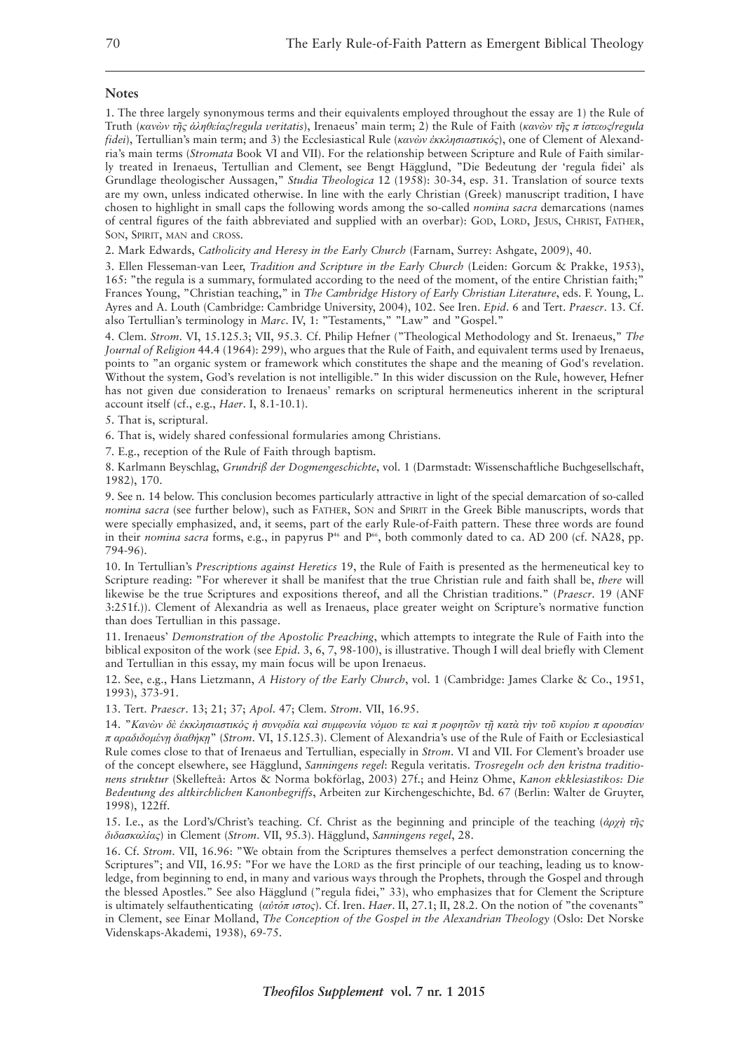## Notes

1. The three largely synonymous terms and their equivalents employed throughout the essay are 1) the Rule of Truth (*κανὼν τῆς ἀληθείας/regula veritatis*), Irenaeus' main term; 2) the Rule of Faith (*κανὼν τῆς π ίστεως/regula fidei*), Tertullian's main term; and 3) the Ecclesiastical Rule (*κανὼν ἐκκλησιαστικός*), one of Clement of Alexandria's main terms (*Stromata* Book VI and VII). For the relationship between Scripture and Rule of Faith similarly treated in Irenaeus, Tertullian and Clement, see Bengt Hägglund, "Die Bedeutung der 'regula fidei' als Grundlage theologischer Aussagen," *Studia Theologica* 12 (1958): 30-34, esp. 31. Translation of source texts are my own, unless indicated otherwise. In line with the early Christian (Greek) manuscript tradition, I have chosen to highlight in small caps the following words among the so-called *nomina sacra* demarcations (names of central figures of the faith abbreviated and supplied with an overbar): GOD, LORD, JESUS, CHRIST, FATHER, SON, SPIRIT, MAN and CROSS.

2. Mark Edwards, *Catholicity and Heresy in the Early Church* (Farnam, Surrey: Ashgate, 2009), 40.

3. Ellen Flesseman-van Leer, *Tradition and Scripture in the Early Church* (Leiden: Gorcum & Prakke, 1953), 165: "the regula is a summary, formulated according to the need of the moment, of the entire Christian faith;" Frances Young, "Christian teaching," in *The Cambridge History of Early Christian Literature*, eds. F. Young, L. Ayres and A. Louth (Cambridge: Cambridge University, 2004), 102. See Iren. *Epid*. 6 and Tert. *Praescr*. 13. Cf. also Tertullian's terminology in *Marc*. IV, 1: "Testaments," "Law" and "Gospel."

4. Clem. *Strom*. VI, 15.125.3; VII, 95.3. Cf. Philip Hefner ("Theological Methodology and St. Irenaeus," *The Journal of Religion* 44.4 (1964): 299), who argues that the Rule of Faith, and equivalent terms used by Irenaeus, points to "an organic system or framework which constitutes the shape and the meaning of God's revelation. Without the system, God's revelation is not intelligible." In this wider discussion on the Rule, however, Hefner has not given due consideration to Irenaeus' remarks on scriptural hermeneutics inherent in the scriptural account itself (cf., e.g., *Haer*. I, 8.1-10.1).

5. That is, scriptural.

6. That is, widely shared confessional formularies among Christians.

7. E.g., reception of the Rule of Faith through baptism.

8. Karlmann Beyschlag, *Grundriß der Dogmengeschichte*, vol. 1 (Darmstadt: Wissenschaftliche Buchgesellschaft, 1982), 170.

9. See n. 14 below. This conclusion becomes particularly attractive in light of the special demarcation of so-called *nomina sacra* (see further below), such as FATHER, SON and SPIRIT in the Greek Bible manuscripts, words that were specially emphasized, and, it seems, part of the early Rule-of-Faith pattern. These three words are found in their *nomina sacra* forms, e.g., in papyrus P[46] and P[66], both commonly dated to ca. AD 200 (cf. NA28, pp. 794-96).

10. In Tertullian's *Prescriptions against Heretics* 19, the Rule of Faith is presented as the hermeneutical key to Scripture reading: "For wherever it shall be manifest that the true Christian rule and faith shall be, *there* will likewise be the true Scriptures and expositions thereof, and all the Christian traditions." (*Praescr*. 19 (ANF 3:251f.)). Clement of Alexandria as well as Irenaeus, place greater weight on Scripture's normative function than does Tertullian in this passage.

11. Irenaeus' *Demonstration of the Apostolic Preaching*, which attempts to integrate the Rule of Faith into the biblical expositon of the work (see *Epid*. 3, 6, 7, 98-100), is illustrative. Though I will deal briefly with Clement and Tertullian in this essay, my main focus will be upon Irenaeus.

12. See, e.g., Hans Lietzmann, *A History of the Early Church*, vol. 1 (Cambridge: James Clarke & Co., 1951, 1993), 373-91.

13. Tert. *Praescr*. 13; 21; 37; *Apol*. 47; Clem. *Strom*. VII, 16.95.

14. "*Κανὼν δὲ ἐκκλησιαστικὸς ἡ συνῳδία καὶ συμφωνία νόμου τε καὶ π ροφητῶν τῇ κατὰ τὴν τοῦ κυρίου π αρουσίαν π αραδιδομένῃ διαθήκῃ*" (*Strom*. VI, 15.125.3). Clement of Alexandria's use of the Rule of Faith or Ecclesiastical Rule comes close to that of Irenaeus and Tertullian, especially in *Strom*. VI and VII. For Clement's broader use of the concept elsewhere, see Hägglund, *Sanningens regel*: Regula veritatis. *Trosregeln och den kristna traditionens struktur* (Skellefteå: Artos & Norma bokförlag, 2003) 27f.; and Heinz Ohme, *Kanon ekklesiastikos: Die Bedeutung des altkirchlichen Kanonbegriffs*, Arbeiten zur Kirchengeschichte, Bd. 67 (Berlin: Walter de Gruyter, 1998), 122ff.

15. I.e., as the Lord's/Christ's teaching. Cf. Christ as the beginning and principle of the teaching (*ἀρχὴ τῆς διδασκαλίας*) in Clement (*Strom*. VII, 95.3). Hägglund, *Sanningens regel*, 28.

16. Cf. *Strom*. VII, 16.96: "We obtain from the Scriptures themselves a perfect demonstration concerning the Scriptures"; and VII, 16.95: "For we have the LORD as the first principle of our teaching, leading us to knowledge, from beginning to end, in many and various ways through the Prophets, through the Gospel and through the blessed Apostles." See also Hägglund ("regula fidei," 33), who emphasizes that for Clement the Scripture is ultimately selfauthenticating (*αὐτόπ ιστος*). Cf. Iren. *Haer*. II, 27.1; II, 28.2. On the notion of "the covenants" in Clement, see Einar Molland, *The Conception of the Gospel in the Alexandrian Theology* (Oslo: Det Norske Videnskaps-Akademi, 1938), 69-75.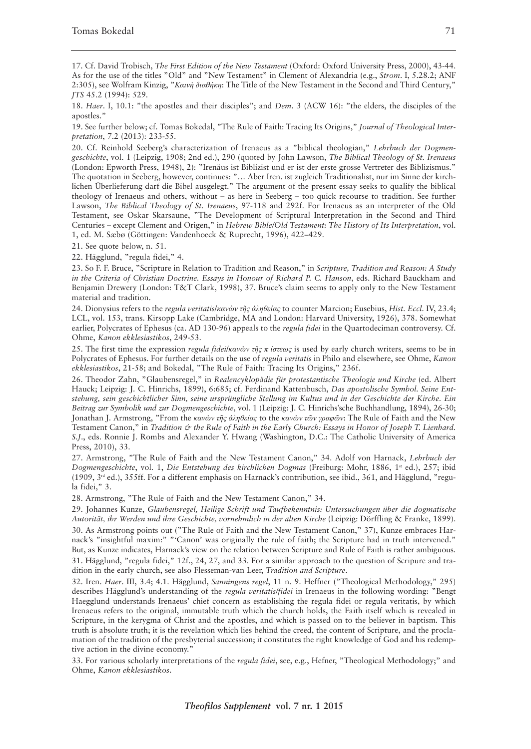17. Cf. David Trobisch, *The First Edition of the New Testament* (Oxford: Oxford University Press, 2000), 43-44. As for the use of the titles "Old" and "New Testament" in Clement of Alexandria (e.g., *Strom*. I, 5.28.2; ANF 2:305), see Wolfram Kinzig, "*Καινὴ διαθήκη*: The Title of the New Testament in the Second and Third Century," *JTS* 45.2 (1994): 529.

18. *Haer*. I, 10.1: "the apostles and their disciples"; and *Dem*. 3 (ACW 16): "the elders, the disciples of the apostles."

19. See further below; cf. Tomas Bokedal, "The Rule of Faith: Tracing Its Origins," *Journal of Theological Interpretation*, 7.2 (2013): 233-55.

20. Cf. Reinhold Seeberg's characterization of Irenaeus as a "biblical theologian," *Lehrbuch der Dogmengeschichte*, vol. 1 (Leipzig, 1908; 2nd ed.), 290 (quoted by John Lawson, *The Biblical Theology of St. Irenaeus* (London: Epworth Press, 1948), 2): "Irenäus ist Biblizist und er ist der erste grosse Vertreter des Biblizismus." The quotation in Seeberg, however, continues: "… Aber Iren. ist zugleich Traditionalist, nur im Sinne der kirchlichen Überlieferung darf die Bibel ausgelegt." The argument of the present essay seeks to qualify the biblical theology of Irenaeus and others, without – as here in Seeberg – too quick recourse to tradition. See further Lawson, *The Biblical Theology of St. Irenaeus*, 97-118 and 292f. For Irenaeus as an interpreter of the Old Testament, see Oskar Skarsaune, "The Development of Scriptural Interpretation in the Second and Third Centuries – except Clement and Origen," in *Hebrew Bible/Old Testament: The History of Its Interpretation*, vol. 1, ed. M. Sæbø (Göttingen: Vandenhoeck & Ruprecht, 1996), 422–429.

21. See quote below, n. 51.

22. Hägglund, "regula fidei," 4.

23. So F. F. Bruce, "Scripture in Relation to Tradition and Reason," in *Scripture, Tradition and Reason: A Study in the Criteria of Christian Doctrine. Essays in Honour of Richard P. C. Hanson*, eds. Richard Bauckham and Benjamin Drewery (London: T&T Clark, 1998), 37. Bruce's claim seems to apply only to the New Testament material and tradition.

24. Dionysius refers to the *regula veritatis*/*κανὼν τῆς ἀληθείας* to counter Marcion; Eusebius, *Hist. Eccl*. IV, 23.4; LCL, vol. 153, trans. Kirsopp Lake (Cambridge, MA and London: Harvard University, 1926), 378. Somewhat earlier, Polycrates of Ephesus (ca. AD 130-96) appeals to the *regula fidei* in the Quartodeciman controversy. Cf. Ohme, *Kanon ekklesiastikos*, 249-53.

25. The first time the expression *regula fidei*/*κανὼν τῆς π ίστεως* is used by early church writers, seems to be in Polycrates of Ephesus. For further details on the use of *regula veritatis* in Philo and elsewhere, see Ohme, *Kanon ekklesiastikos*, 21-58; and Bokedal, "The Rule of Faith: Tracing Its Origins," 236f.

26. Theodor Zahn, "Glaubensregel," in *Realencyklopädie für protestantische Theologie und Kirche* (ed. Albert Hauck; Leipzig: J. C. Hinrichs, 1899), 6:685; cf. Ferdinand Kattenbusch, *Das apostolische Symbol. Seine Entstehung, sein geschichtlicher Sinn, seine ursprüngliche Stellung im Kultus und in der Geschichte der Kirche. Ein Beitrag zur Symbolik und zur Dogmengeschichte*, vol. 1 (Leipzig: J. C. Hinrichs'sche Buchhandlung, 1894), 26-30; Jonathan J. Armstrong, "From the *κανὼν τῆς ἀληθείας* to the *κανὼν τῶν γραφῶν*: The Rule of Faith and the New Testament Canon," in *Tradition & the Rule of Faith in the Early Church: Essays in Honor of Joseph T. Lienhard. S.J*., eds. Ronnie J. Rombs and Alexander Y. Hwang (Washington, D.C.: The Catholic University of America Press, 2010), 33.

27. Armstrong, "The Rule of Faith and the New Testament Canon," 34. Adolf von Harnack, *Lehrbuch der Dogmengeschichte*, vol. 1, *Die Entstehung des kirchlichen Dogmas* (Freiburg: Mohr, 1886, 1st ed.), 257; ibid (1909, 3rd ed.), 355ff. For a different emphasis on Harnack's contribution, see ibid., 361, and Hägglund, "regula fidei," 3.

28. Armstrong, "The Rule of Faith and the New Testament Canon," 34.

29. Johannes Kunze, *Glaubensregel, Heilige Schrift und Taufbekenntnis: Untersuchungen über die dogmatische Autorität, ihr Werden und ihre Geschichte, vornehmlich in der alten Kirche* (Leipzig: Dörffling & Franke, 1899).

30. As Armstrong points out ("The Rule of Faith and the New Testament Canon," 37), Kunze embraces Harnack's "insightful maxim:" "'Canon' was originally the rule of faith; the Scripture had in truth intervened." But, as Kunze indicates, Harnack's view on the relation between Scripture and Rule of Faith is rather ambiguous.

31. Hägglund, "regula fidei," 12f., 24, 27, and 33. For a similar approach to the question of Scripure and tradition in the early church, see also Flesseman-van Leer, *Tradition and Scripture*.

32. Iren. *Haer*. III, 3.4; 4.1. Hägglund, *Sanningens regel*, 11 n. 9. Heffner ("Theological Methodology," 295) describes Hägglund's understanding of the *regula veritatis/fidei* in Irenaeus in the following wording: "Bengt Haegglund understands Irenaeus' chief concern as establishing the regula fidei or regula veritatis, by which Irenaeus refers to the original, immutable truth which the church holds, the Faith itself which is revealed in Scripture, in the kerygma of Christ and the apostles, and which is passed on to the believer in baptism. This truth is absolute truth; it is the revelation which lies behind the creed, the content of Scripture, and the proclamation of the tradition of the presbyterial succession; it constitutes the right knowledge of God and his redemptive action in the divine economy."

33. For various scholarly interpretations of the *regula fidei*, see, e.g., Hefner, "Theological Methodology;" and Ohme, *Kanon ekklesiastikos*.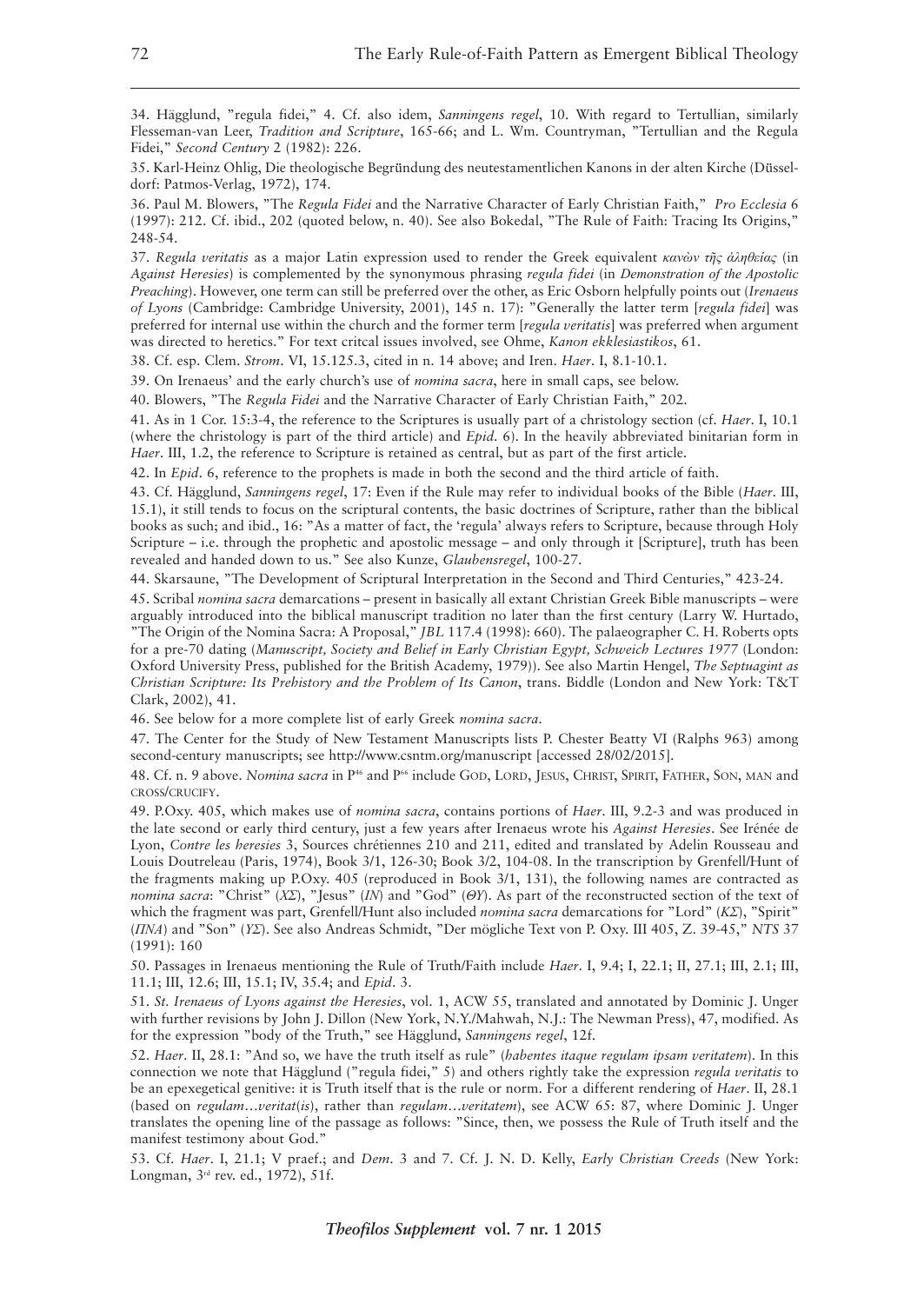34. Hägglund, "regula fidei," 4. Cf. also idem, *Sanningens regel*, 10. With regard to Tertullian, similarly Flesseman-van Leer, *Tradition and Scripture*, 165-66; and L. Wm. Countryman, "Tertullian and the Regula Fidei," *Second Century* 2 (1982): 226.

35. Karl-Heinz Ohlig, Die theologische Begründung des neutestamentlichen Kanons in der alten Kirche (Düsseldorf: Patmos-Verlag, 1972), 174.

36. Paul M. Blowers, "The *Regula Fidei* and the Narrative Character of Early Christian Faith," *Pro Ecclesia* 6 (1997): 212. Cf. ibid., 202 (quoted below, n. 40). See also Bokedal, "The Rule of Faith: Tracing Its Origins," 248-54.

37. *Regula veritatis* as a major Latin expression used to render the Greek equivalent *κανὼν τῆς ἀληθείας* (in *Against Heresies*) is complemented by the synonymous phrasing *regula fidei* (in *Demonstration of the Apostolic Preaching*). However, one term can still be preferred over the other, as Eric Osborn helpfully points out (*Irenaeus of Lyons* (Cambridge: Cambridge University, 2001), 145 n. 17): "Generally the latter term [*regula fidei*] was preferred for internal use within the church and the former term [*regula veritatis*] was preferred when argument was directed to heretics." For text critcal issues involved, see Ohme, *Kanon ekklesiastikos*, 61.

38. Cf. esp. Clem. *Strom*. VI, 15.125.3, cited in n. 14 above; and Iren. *Haer*. I, 8.1-10.1.

39. On Irenaeus' and the early church's use of *nomina sacra*, here in small caps, see below.

40. Blowers, "The *Regula Fidei* and the Narrative Character of Early Christian Faith," 202.

41. As in 1 Cor. 15:3-4, the reference to the Scriptures is usually part of a christology section (cf. *Haer*. I, 10.1 (where the christology is part of the third article) and *Epid*. 6). In the heavily abbreviated binitarian form in *Haer*. III, 1.2, the reference to Scripture is retained as central, but as part of the first article.

42. In *Epid*. 6, reference to the prophets is made in both the second and the third article of faith.

43. Cf. Hägglund, *Sanningens regel*, 17: Even if the Rule may refer to individual books of the Bible (*Haer*. III, 15.1), it still tends to focus on the scriptural contents, the basic doctrines of Scripture, rather than the biblical books as such; and ibid., 16: "As a matter of fact, the 'regula' always refers to Scripture, because through Holy Scripture – i.e. through the prophetic and apostolic message – and only through it [Scripture], truth has been revealed and handed down to us." See also Kunze, *Glaubensregel*, 100-27.

44. Skarsaune, "The Development of Scriptural Interpretation in the Second and Third Centuries," 423-24.

45. Scribal *nomina sacra* demarcations – present in basically all extant Christian Greek Bible manuscripts – were arguably introduced into the biblical manuscript tradition no later than the first century (Larry W. Hurtado, "The Origin of the Nomina Sacra: A Proposal," *JBL* 117.4 (1998): 660). The palaeographer C. H. Roberts opts for a pre-70 dating (*Manuscript, Society and Belief in Early Christian Egypt, Schweich Lectures 1977* (London: Oxford University Press, published for the British Academy, 1979)). See also Martin Hengel, *The Septuagint as Christian Scripture: Its Prehistory and the Problem of Its Canon*, trans. Biddle (London and New York: T&T Clark, 2002), 41.

46. See below for a more complete list of early Greek *nomina sacra*.

47. The Center for the Study of New Testament Manuscripts lists P. Chester Beatty VI (Ralphs 963) among second-century manuscripts; see http://www.csntm.org/manuscript [accessed 28/02/2015].

48. Cf. n. 9 above. *Nomina sacra* in P[46] and P[66] include God, Lord, Jesus, Christ, Spirit, Father, Son, man and cross/crucify.

49. P.Oxy. 405, which makes use of *nomina sacra*, contains portions of *Haer*. III, 9.2-3 and was produced in the late second or early third century, just a few years after Irenaeus wrote his *Against Heresies*. See Irénée de Lyon, *Contre les heresies* 3, Sources chrétiennes 210 and 211, edited and translated by Adelin Rousseau and Louis Doutreleau (Paris, 1974), Book 3/1, 126-30; Book 3/2, 104-08. In the transcription by Grenfell/Hunt of the fragments making up P.Oxy. 405 (reproduced in Book 3/1, 131), the following names are contracted as *nomina sacra*: "Christ" (*ΧΣ*), "Jesus" (*ΙΝ*) and "God" (*ΘΥ*). As part of the reconstructed section of the text of which the fragment was part, Grenfell/Hunt also included *nomina sacra* demarcations for "Lord" (*ΚΣ*), "Spirit" (*ΠΝΑ*) and "Son" (*ΥΣ*). See also Andreas Schmidt, "Der mögliche Text von P. Oxy. III 405, Z. 39-45," *NTS* 37 (1991): 160

50. Passages in Irenaeus mentioning the Rule of Truth/Faith include *Haer*. I, 9.4; I, 22.1; II, 27.1; III, 2.1; III, 11.1; III, 12.6; III, 15.1; IV, 35.4; and *Epid*. 3.

51. *St. Irenaeus of Lyons against the Heresies*, vol. 1, ACW 55, translated and annotated by Dominic J. Unger with further revisions by John J. Dillon (New York, N.Y./Mahwah, N.J.: The Newman Press), 47, modified. As for the expression "body of the Truth," see Hägglund, *Sanningens regel*, 12f.

52. *Haer*. II, 28.1: "And so, we have the truth itself as rule" (*habentes itaque regulam ipsam veritatem*). In this connection we note that Hägglund ("regula fidei," 5) and others rightly take the expression *regula veritatis* to be an epexegetical genitive: it is Truth itself that is the rule or norm. For a different rendering of *Haer*. II, 28.1 (based on *regulam…veritat(is)*, rather than *regulam…veritatem*), see ACW 65: 87, where Dominic J. Unger translates the opening line of the passage as follows: "Since, then, we possess the Rule of Truth itself and the manifest testimony about God."

53. Cf. *Haer*. I, 21.1; V praef.; and *Dem*. 3 and 7. Cf. J. N. D. Kelly, *Early Christian Creeds* (New York: Longman, 3rd rev. ed., 1972), 51f.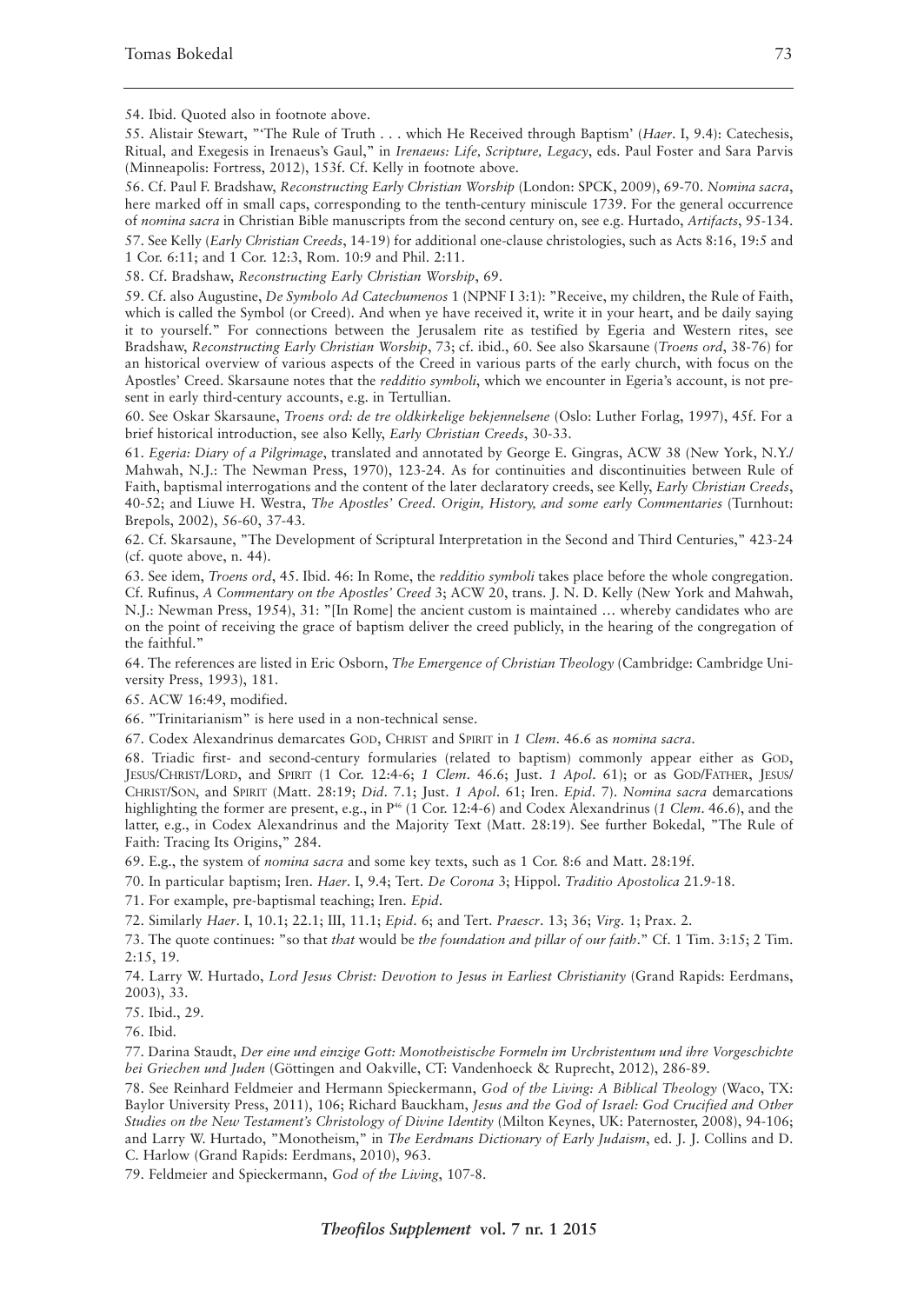54. Ibid. Quoted also in footnote above.

55. Alistair Stewart, "'The Rule of Truth . . . which He Received through Baptism' (*Haer*. I, 9.4): Catechesis, Ritual, and Exegesis in Irenaeus's Gaul," in *Irenaeus: Life, Scripture, Legacy*, eds. Paul Foster and Sara Parvis (Minneapolis: Fortress, 2012), 153f. Cf. Kelly in footnote above.

56. Cf. Paul F. Bradshaw, *Reconstructing Early Christian Worship* (London: SPCK, 2009), 69-70. *Nomina sacra*, here marked off in small caps, corresponding to the tenth-century miniscule 1739. For the general occurrence of *nomina sacra* in Christian Bible manuscripts from the second century on, see e.g. Hurtado, *Artifacts*, 95-134.

57. See Kelly (*Early Christian Creeds*, 14-19) for additional one-clause christologies, such as Acts 8:16, 19:5 and 1 Cor. 6:11; and 1 Cor. 12:3, Rom. 10:9 and Phil. 2:11.

58. Cf. Bradshaw, *Reconstructing Early Christian Worship*, 69.

59. Cf. also Augustine, *De Symbolo Ad Catechumenos* 1 (NPNF I 3:1): "Receive, my children, the Rule of Faith, which is called the Symbol (or Creed). And when ye have received it, write it in your heart, and be daily saying it to yourself." For connections between the Jerusalem rite as testified by Egeria and Western rites, see Bradshaw, *Reconstructing Early Christian Worship*, 73; cf. ibid., 60. See also Skarsaune (*Troens ord*, 38-76) for an historical overview of various aspects of the Creed in various parts of the early church, with focus on the Apostles' Creed. Skarsaune notes that the *redditio symboli*, which we encounter in Egeria's account, is not present in early third-century accounts, e.g. in Tertullian.

60. See Oskar Skarsaune, *Troens ord: de tre oldkirkelige bekjennelsene* (Oslo: Luther Forlag, 1997), 45f. For a brief historical introduction, see also Kelly, *Early Christian Creeds*, 30-33.

61. *Egeria: Diary of a Pilgrimage*, translated and annotated by George E. Gingras, ACW 38 (New York, N.Y./ Mahwah, N.J.: The Newman Press, 1970), 123-24. As for continuities and discontinuities between Rule of Faith, baptismal interrogations and the content of the later declaratory creeds, see Kelly, *Early Christian Creeds*, 40-52; and Liuwe H. Westra, *The Apostles' Creed. Origin, History, and some early Commentaries* (Turnhout: Brepols, 2002), 56-60, 37-43.

62. Cf. Skarsaune, "The Development of Scriptural Interpretation in the Second and Third Centuries," 423-24 (cf. quote above, n. 44).

63. See idem, *Troens ord*, 45. Ibid. 46: In Rome, the *redditio symboli* takes place before the whole congregation. Cf. Rufinus, *A Commentary on the Apostles' Creed* 3; ACW 20, trans. J. N. D. Kelly (New York and Mahwah, N.J.: Newman Press, 1954), 31: "[In Rome] the ancient custom is maintained … whereby candidates who are on the point of receiving the grace of baptism deliver the creed publicly, in the hearing of the congregation of the faithful."

64. The references are listed in Eric Osborn, *The Emergence of Christian Theology* (Cambridge: Cambridge University Press, 1993), 181.

65. ACW 16:49, modified.

66. "Trinitarianism" is here used in a non-technical sense.

67. Codex Alexandrinus demarcates GOD, CHRIST and SPIRIT in *1 Clem*. 46.6 as *nomina sacra*.

68. Triadic first- and second-century formularies (related to baptism) commonly appear either as GOD, JESUS/CHRIST/LORD, and SPIRIT (1 Cor. 12:4-6; *1 Clem*. 46.6; Just. *1 Apol*. 61); or as GOD/FATHER, JESUS/CHRIST/SON, and SPIRIT (Matt. 28:19; *Did*. 7.1; Just. *1 Apol*. 61; Iren. *Epid*. 7). *Nomina sacra* demarcations highlighting the former are present, e.g., in P[46] (1 Cor. 12:4-6) and Codex Alexandrinus (*1 Clem*. 46.6), and the latter, e.g., in Codex Alexandrinus and the Majority Text (Matt. 28:19). See further Bokedal, "The Rule of Faith: Tracing Its Origins," 284.

69. E.g., the system of *nomina sacra* and some key texts, such as 1 Cor. 8:6 and Matt. 28:19f.

70. In particular baptism; Iren. *Haer*. I, 9.4; Tert. *De Corona* 3; Hippol. *Traditio Apostolica* 21.9-18.

71. For example, pre-baptismal teaching; Iren. *Epid*.

72. Similarly *Haer*. I, 10.1; 22.1; III, 11.1; *Epid*. 6; and Tert. *Praescr*. 13; 36; *Virg*. 1; Prax. 2.

73. The quote continues: "so that *that* would be *the foundation and pillar of our faith*." Cf. 1 Tim. 3:15; 2 Tim. 2:15, 19.

74. Larry W. Hurtado, *Lord Jesus Christ: Devotion to Jesus in Earliest Christianity* (Grand Rapids: Eerdmans, 2003), 33.

75. Ibid., 29.

76. Ibid.

77. Darina Staudt, *Der eine und einzige Gott: Monotheistische Formeln im Urchristentum und ihre Vorgeschichte bei Griechen und Juden* (Göttingen and Oakville, CT: Vandenhoeck & Ruprecht, 2012), 286-89.

78. See Reinhard Feldmeier and Hermann Spieckermann, *God of the Living: A Biblical Theology* (Waco, TX: Baylor University Press, 2011), 106; Richard Bauckham, *Jesus and the God of Israel: God Crucified and Other Studies on the New Testament's Christology of Divine Identity* (Milton Keynes, UK: Paternoster, 2008), 94-106; and Larry W. Hurtado, "Monotheism," in *The Eerdmans Dictionary of Early Judaism*, ed. J. J. Collins and D. C. Harlow (Grand Rapids: Eerdmans, 2010), 963.

79. Feldmeier and Spieckermann, *God of the Living*, 107-8.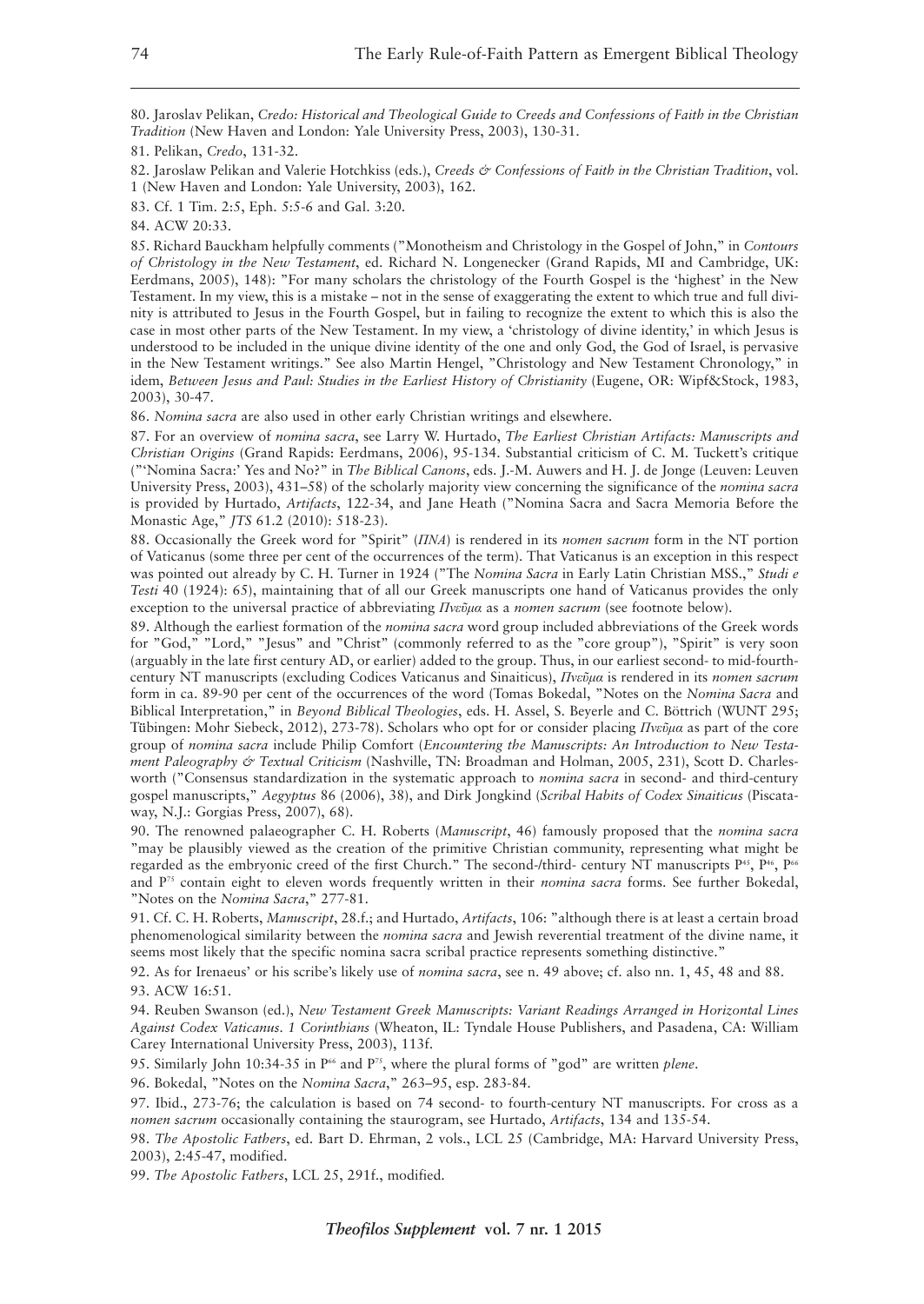80. Jaroslav Pelikan, *Credo: Historical and Theological Guide to Creeds and Confessions of Faith in the Christian Tradition* (New Haven and London: Yale University Press, 2003), 130-31.

81. Pelikan, *Credo*, 131-32.

82. Jaroslaw Pelikan and Valerie Hotchkiss (eds.), *Creeds & Confessions of Faith in the Christian Tradition*, vol. 1 (New Haven and London: Yale University, 2003), 162.

83. Cf. 1 Tim. 2:5, Eph. 5:5-6 and Gal. 3:20.

84. ACW 20:33.

85. Richard Bauckham helpfully comments ("Monotheism and Christology in the Gospel of John," in *Contours of Christology in the New Testament*, ed. Richard N. Longenecker (Grand Rapids, MI and Cambridge, UK: Eerdmans, 2005), 148): "For many scholars the christology of the Fourth Gospel is the 'highest' in the New Testament. In my view, this is a mistake – not in the sense of exaggerating the extent to which true and full divinity is attributed to Jesus in the Fourth Gospel, but in failing to recognize the extent to which this is also the case in most other parts of the New Testament. In my view, a 'christology of divine identity,' in which Jesus is understood to be included in the unique divine identity of the one and only God, the God of Israel, is pervasive in the New Testament writings." See also Martin Hengel, "Christology and New Testament Chronology," in idem, *Between Jesus and Paul: Studies in the Earliest History of Christianity* (Eugene, OR: Wipf&Stock, 1983, 2003), 30-47.

86. *Nomina sacra* are also used in other early Christian writings and elsewhere.

87. For an overview of *nomina sacra*, see Larry W. Hurtado, *The Earliest Christian Artifacts: Manuscripts and Christian Origins* (Grand Rapids: Eerdmans, 2006), 95-134. Substantial criticism of C. M. Tuckett's critique ("'Nomina Sacra:' Yes and No?" in *The Biblical Canons*, eds. J.-M. Auwers and H. J. de Jonge (Leuven: Leuven University Press, 2003), 431–58) of the scholarly majority view concerning the significance of the *nomina sacra* is provided by Hurtado, *Artifacts*, 122-34, and Jane Heath ("Nomina Sacra and Sacra Memoria Before the Monastic Age," *JTS* 61.2 (2010): 518-23).

88. Occasionally the Greek word for "Spirit" (*ΠΝΑ*) is rendered in its *nomen sacrum* form in the NT portion of Vaticanus (some three per cent of the occurrences of the term). That Vaticanus is an exception in this respect was pointed out already by C. H. Turner in 1924 ("The *Nomina Sacra* in Early Latin Christian MSS.," *Studi e Testi* 40 (1924): 65), maintaining that of all our Greek manuscripts one hand of Vaticanus provides the only exception to the universal practice of abbreviating *Πνεῦμα* as a *nomen sacrum* (see footnote below).

89. Although the earliest formation of the *nomina sacra* word group included abbreviations of the Greek words for "God," "Lord," "Jesus" and "Christ" (commonly referred to as the "core group"), "Spirit" is very soon (arguably in the late first century AD, or earlier) added to the group. Thus, in our earliest second- to mid-fourth-century NT manuscripts (excluding Codices Vaticanus and Sinaiticus), *Πνεῦμα* is rendered in its *nomen sacrum* form in ca. 89-90 per cent of the occurrences of the word (Tomas Bokedal, "Notes on the *Nomina Sacra* and Biblical Interpretation," in *Beyond Biblical Theologies*, eds. H. Assel, S. Beyerle and C. Böttrich (WUNT 295; Tübingen: Mohr Siebeck, 2012), 273-78). Scholars who opt for or consider placing *Πνεῦμα* as part of the core group of *nomina sacra* include Philip Comfort (*Encountering the Manuscripts: An Introduction to New Testament Paleography & Textual Criticism* (Nashville, TN: Broadman and Holman, 2005, 231), Scott D. Charlesworth ("Consensus standardization in the systematic approach to *nomina sacra* in second- and third-century gospel manuscripts," *Aegyptus* 86 (2006), 38), and Dirk Jongkind (*Scribal Habits of Codex Sinaiticus* (Piscataway, N.J.: Gorgias Press, 2007), 68).

90. The renowned palaeographer C. H. Roberts (*Manuscript*, 46) famously proposed that the *nomina sacra* "may be plausibly viewed as the creation of the primitive Christian community, representing what might be regarded as the embryonic creed of the first Church." The second-/third- century NT manuscripts P[45], P[46], P[66] and P[75] contain eight to eleven words frequently written in their *nomina sacra* forms. See further Bokedal, "Notes on the *Nomina Sacra*," 277-81.

91. Cf. C. H. Roberts, *Manuscript*, 28.f.; and Hurtado, *Artifacts*, 106: "although there is at least a certain broad phenomenological similarity between the *nomina sacra* and Jewish reverential treatment of the divine name, it seems most likely that the specific nomina sacra scribal practice represents something distinctive."

92. As for Irenaeus' or his scribe's likely use of *nomina sacra*, see n. 49 above; cf. also nn. 1, 45, 48 and 88.

93. ACW 16:51.

94. Reuben Swanson (ed.), *New Testament Greek Manuscripts: Variant Readings Arranged in Horizontal Lines Against Codex Vaticanus. 1 Corinthians* (Wheaton, IL: Tyndale House Publishers, and Pasadena, CA: William Carey International University Press, 2003), 113f.

95. Similarly John 10:34-35 in P[66] and P[75], where the plural forms of "god" are written *plene*.

96. Bokedal, "Notes on the *Nomina Sacra*," 263–95, esp. 283-84.

97. Ibid., 273-76; the calculation is based on 74 second- to fourth-century NT manuscripts. For cross as a *nomen sacrum* occasionally containing the staurogram, see Hurtado, *Artifacts*, 134 and 135-54.

98. *The Apostolic Fathers*, ed. Bart D. Ehrman, 2 vols., LCL 25 (Cambridge, MA: Harvard University Press, 2003), 2:45-47, modified.

99. *The Apostolic Fathers*, LCL 25, 291f., modified.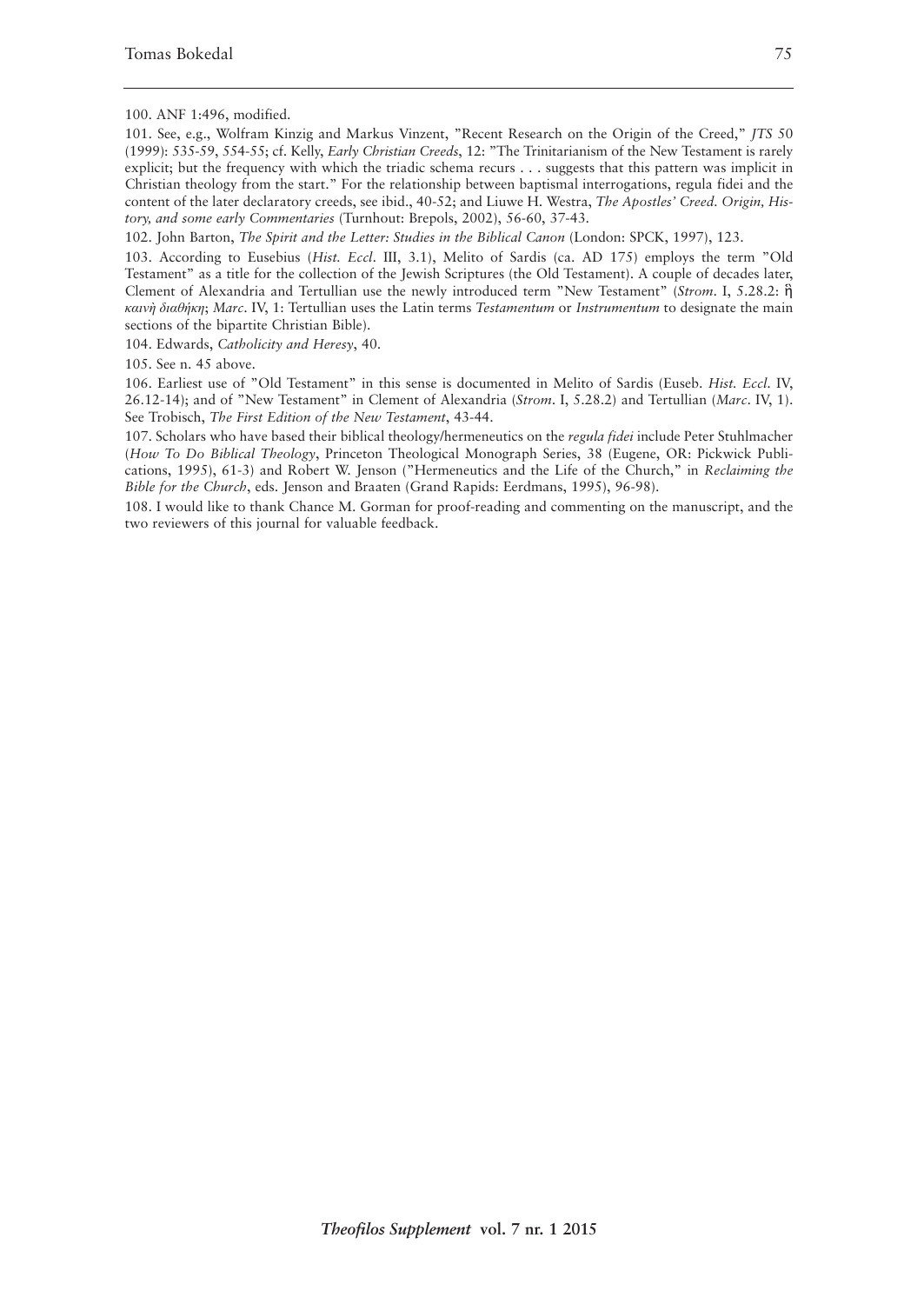100. ANF 1:496, modified.

101. See, e.g., Wolfram Kinzig and Markus Vinzent, "Recent Research on the Origin of the Creed," *JTS* 50 (1999): 535-59, 554-55; cf. Kelly, *Early Christian Creeds*, 12: "The Trinitarianism of the New Testament is rarely explicit; but the frequency with which the triadic schema recurs . . . suggests that this pattern was implicit in Christian theology from the start." For the relationship between baptismal interrogations, regula fidei and the content of the later declaratory creeds, see ibid., 40-52; and Liuwe H. Westra, *The Apostles' Creed. Origin, History, and some early Commentaries* (Turnhout: Brepols, 2002), 56-60, 37-43.

102. John Barton, *The Spirit and the Letter: Studies in the Biblical Canon* (London: SPCK, 1997), 123.

103. According to Eusebius (*Hist. Eccl*. III, 3.1), Melito of Sardis (ca. AD 175) employs the term "Old Testament" as a title for the collection of the Jewish Scriptures (the Old Testament). A couple of decades later, Clement of Alexandria and Tertullian use the newly introduced term "New Testament" (*Strom*. I, 5.28.2: ἡ *καινὴ διαθήκη*; *Marc*. IV, 1: Tertullian uses the Latin terms *Testamentum* or *Instrumentum* to designate the main sections of the bipartite Christian Bible).

104. Edwards, *Catholicity and Heresy*, 40.

105. See n. 45 above.

106. Earliest use of "Old Testament" in this sense is documented in Melito of Sardis (Euseb. *Hist. Eccl*. IV, 26.12-14); and of "New Testament" in Clement of Alexandria (*Strom*. I, 5.28.2) and Tertullian (*Marc*. IV, 1). See Trobisch, *The First Edition of the New Testament*, 43-44.

107. Scholars who have based their biblical theology/hermeneutics on the *regula fidei* include Peter Stuhlmacher (*How To Do Biblical Theology*, Princeton Theological Monograph Series, 38 (Eugene, OR: Pickwick Publications, 1995), 61-3) and Robert W. Jenson ("Hermeneutics and the Life of the Church," in *Reclaiming the Bible for the Church*, eds. Jenson and Braaten (Grand Rapids: Eerdmans, 1995), 96-98).

108. I would like to thank Chance M. Gorman for proof-reading and commenting on the manuscript, and the two reviewers of this journal for valuable feedback.